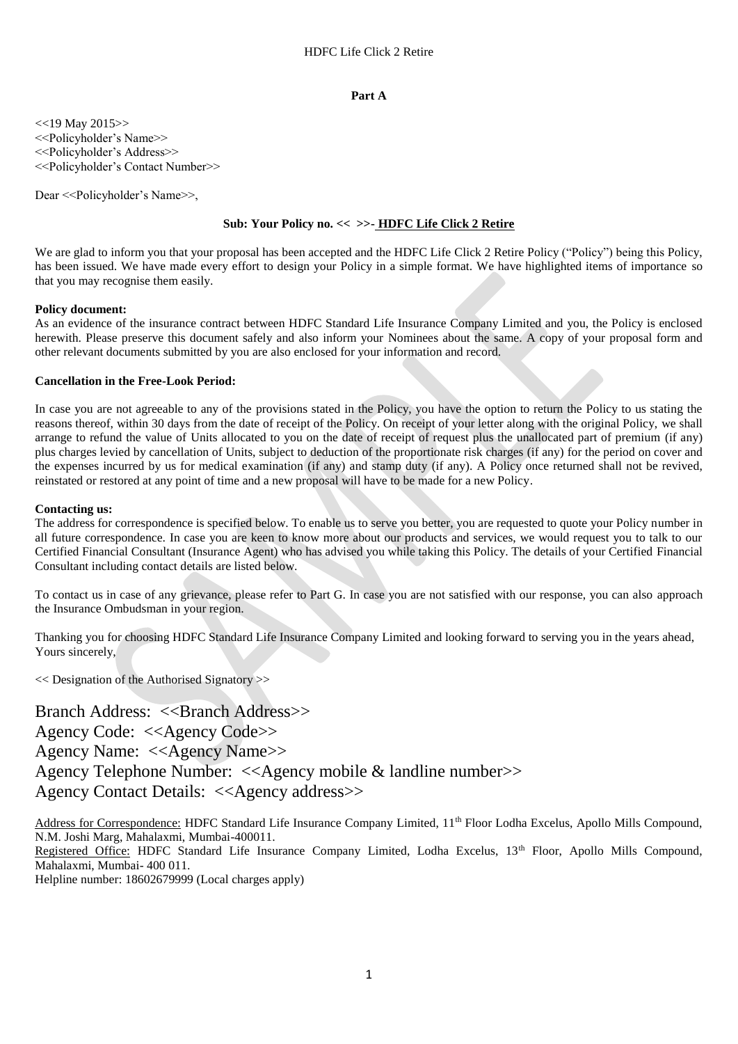# Part A

<<19 May 2015>>
<<Policyholder's Name>>
<<Policyholder's Address>>
<<Policyholder's Contact Number>>

Dear <<Policyholder's Name>>,

**Sub: Your Policy no. << >>- HDFC Life Click 2 Retire**

We are glad to inform you that your proposal has been accepted and the HDFC Life Click 2 Retire Policy ("Policy") being this Policy, has been issued. We have made every effort to design your Policy in a simple format. We have highlighted items of importance so that you may recognise them easily.

**Policy document:**
As an evidence of the insurance contract between HDFC Standard Life Insurance Company Limited and you, the Policy is enclosed herewith. Please preserve this document safely and also inform your Nominees about the same. A copy of your proposal form and other relevant documents submitted by you are also enclosed for your information and record.

**Cancellation in the Free-Look Period:**

In case you are not agreeable to any of the provisions stated in the Policy, you have the option to return the Policy to us stating the reasons thereof, within 30 days from the date of receipt of the Policy. On receipt of your letter along with the original Policy, we shall arrange to refund the value of Units allocated to you on the date of receipt of request plus the unallocated part of premium (if any) plus charges levied by cancellation of Units, subject to deduction of the proportionate risk charges (if any) for the period on cover and the expenses incurred by us for medical examination (if any) and stamp duty (if any). A Policy once returned shall not be revived, reinstated or restored at any point of time and a new proposal will have to be made for a new Policy.

**Contacting us:**
The address for correspondence is specified below. To enable us to serve you better, you are requested to quote your Policy number in all future correspondence. In case you are keen to know more about our products and services, we would request you to talk to our Certified Financial Consultant (Insurance Agent) who has advised you while taking this Policy. The details of your Certified Financial Consultant including contact details are listed below.

To contact us in case of any grievance, please refer to Part G. In case you are not satisfied with our response, you can also approach the Insurance Ombudsman in your region.

Thanking you for choosing HDFC Standard Life Insurance Company Limited and looking forward to serving you in the years ahead,
Yours sincerely,

<< Designation of the Authorised Signatory >>

Branch Address: <<Branch Address>>
Agency Code: <<Agency Code>>
Agency Name: <<Agency Name>>
Agency Telephone Number: <<Agency mobile & landline number>>
Agency Contact Details: <<Agency address>>

Address for Correspondence: HDFC Standard Life Insurance Company Limited, 11th Floor Lodha Excelus, Apollo Mills Compound, N.M. Joshi Marg, Mahalaxmi, Mumbai-400011.
Registered Office: HDFC Standard Life Insurance Company Limited, Lodha Excelus, 13th Floor, Apollo Mills Compound, Mahalaxmi, Mumbai- 400 011.
Helpline number: 18602679999 (Local charges apply)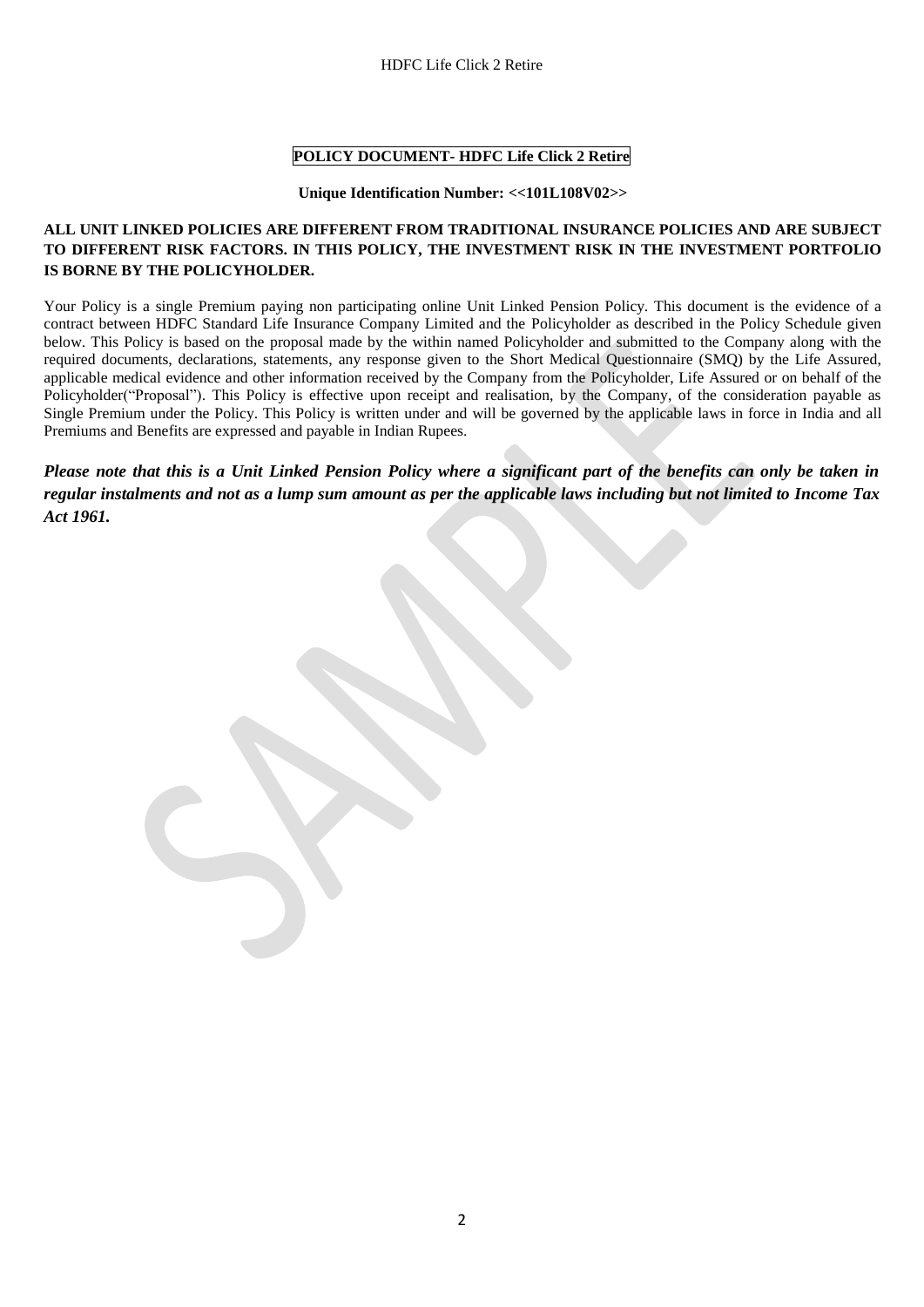**POLICY DOCUMENT- HDFC Life Click 2 Retire**

**Unique Identification Number: <<101L108V02>>**

**ALL UNIT LINKED POLICIES ARE DIFFERENT FROM TRADITIONAL INSURANCE POLICIES AND ARE SUBJECT TO DIFFERENT RISK FACTORS. IN THIS POLICY, THE INVESTMENT RISK IN THE INVESTMENT PORTFOLIO IS BORNE BY THE POLICYHOLDER.**

Your Policy is a single Premium paying non participating online Unit Linked Pension Policy. This document is the evidence of a contract between HDFC Standard Life Insurance Company Limited and the Policyholder as described in the Policy Schedule given below. This Policy is based on the proposal made by the within named Policyholder and submitted to the Company along with the required documents, declarations, statements, any response given to the Short Medical Questionnaire (SMQ) by the Life Assured, applicable medical evidence and other information received by the Company from the Policyholder, Life Assured or on behalf of the Policyholder("Proposal"). This Policy is effective upon receipt and realisation, by the Company, of the consideration payable as Single Premium under the Policy. This Policy is written under and will be governed by the applicable laws in force in India and all Premiums and Benefits are expressed and payable in Indian Rupees.

***Please note that this is a Unit Linked Pension Policy where a significant part of the benefits can only be taken in regular instalments and not as a lump sum amount as per the applicable laws including but not limited to Income Tax Act 1961.***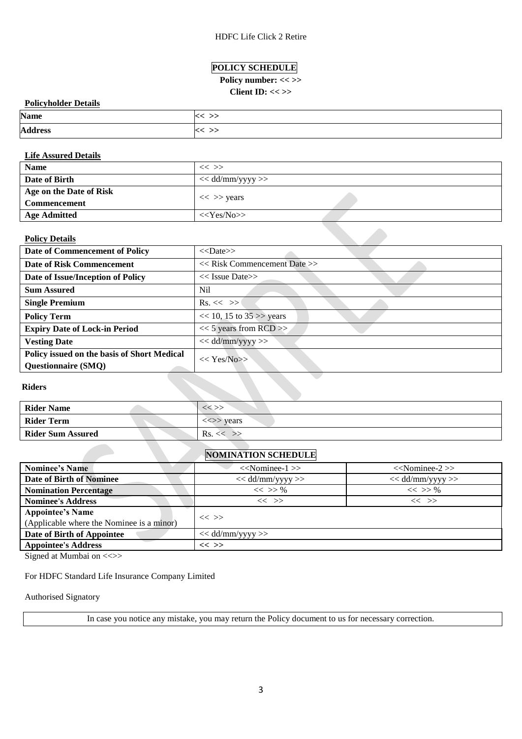## POLICY SCHEDULE

**Policy number: << >>**

**Client ID: << >>**

**Policyholder Details**

| Name | << >> |
|---|---|
| Address | << >> |

**Life Assured Details**

| Name | << >> |
|---|---|
| Date of Birth | << dd/mm/yyyy >> |
| Age on the Date of Risk Commencement | << >> years |
| Age Admitted | <<Yes/No>> |

**Policy Details**

| Date of Commencement of Policy | <<Date>> |
|---|---|
| Date of Risk Commencement | << Risk Commencement Date >> |
| Date of Issue/Inception of Policy | << Issue Date>> |
| Sum Assured | Nil |
| Single Premium | Rs. << >> |
| Policy Term | << 10, 15 to 35 >> years |
| Expiry Date of Lock-in Period | << 5 years from RCD >> |
| Vesting Date | << dd/mm/yyyy >> |
| Policy issued on the basis of Short Medical Questionnaire (SMQ) | << Yes/No>> |

**Riders**

| Rider Name | << >> |
|---|---|
| Rider Term | <<>> years |
| Rider Sum Assured | Rs. << >> |

## NOMINATION SCHEDULE

| Nominee's Name | <<Nominee-1 >> | <<Nominee-2 >> |
|---|---|---|
| Date of Birth of Nominee | << dd/mm/yyyy >> | << dd/mm/yyyy >> |
| Nomination Percentage | << >> % | << >> % |
| Nominee's Address | << >> | << >> |
| Appointee's Name (Applicable where the Nominee is a minor) | << >> | |
| Date of Birth of Appointee | << dd/mm/yyyy >> | |
| Appointee's Address | << >> | |

Signed at Mumbai on <<>>

For HDFC Standard Life Insurance Company Limited

Authorised Signatory

In case you notice any mistake, you may return the Policy document to us for necessary correction.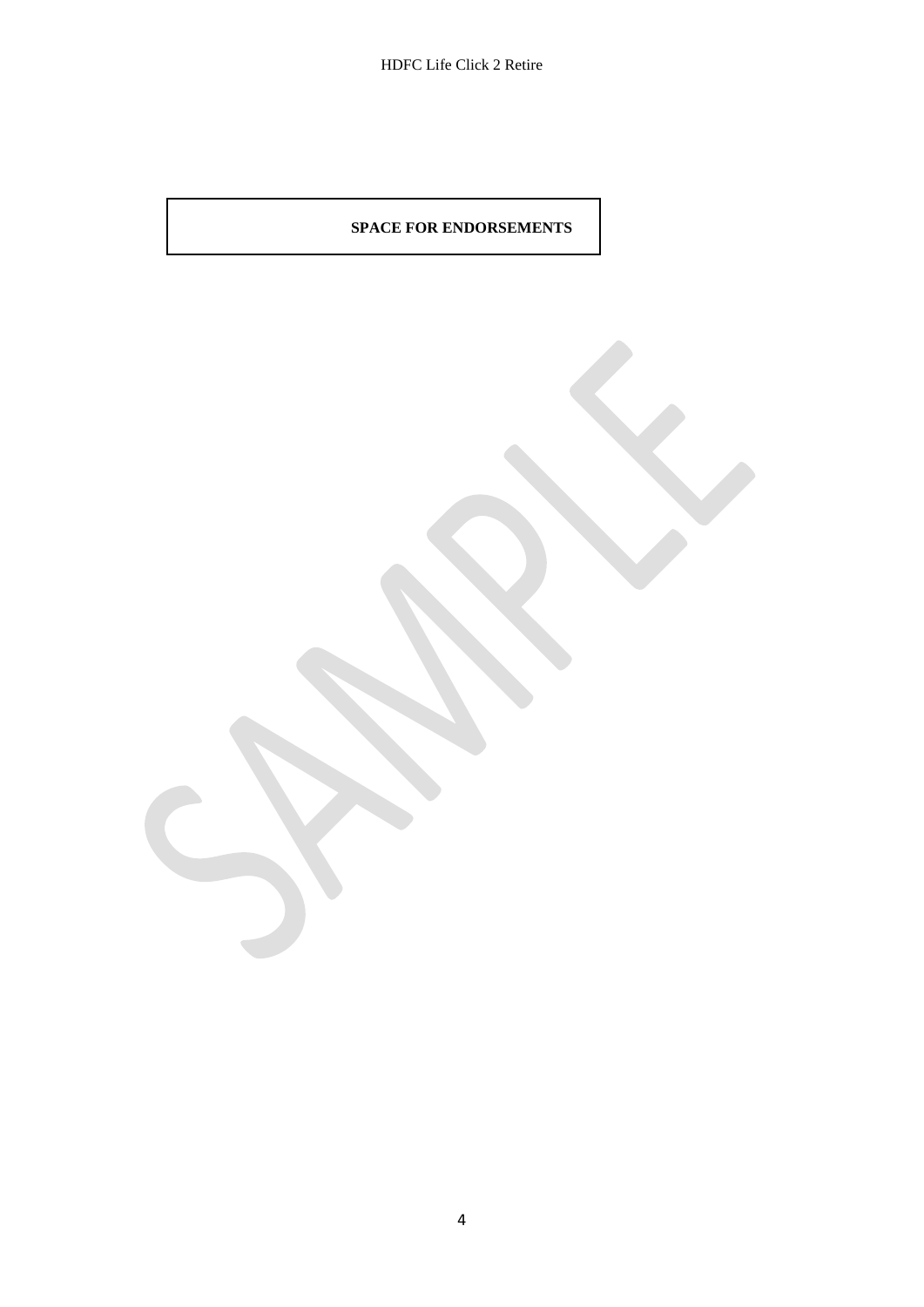**SPACE FOR ENDORSEMENTS**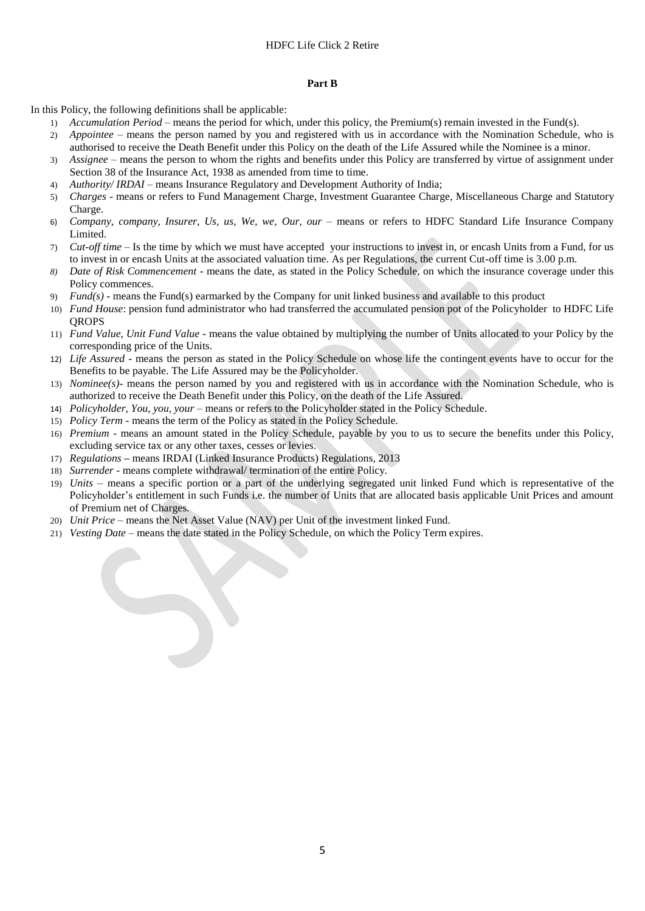## Part B

In this Policy, the following definitions shall be applicable:

1) *Accumulation Period* – means the period for which, under this policy, the Premium(s) remain invested in the Fund(s).
2) *Appointee* – means the person named by you and registered with us in accordance with the Nomination Schedule, who is authorised to receive the Death Benefit under this Policy on the death of the Life Assured while the Nominee is a minor.
3) *Assignee* – means the person to whom the rights and benefits under this Policy are transferred by virtue of assignment under Section 38 of the Insurance Act, 1938 as amended from time to time.
4) *Authority/ IRDAI* – means Insurance Regulatory and Development Authority of India;
5) *Charges* - means or refers to Fund Management Charge, Investment Guarantee Charge, Miscellaneous Charge and Statutory Charge.
6) *Company, company, Insurer, Us, us, We, we, Our, our* – means or refers to HDFC Standard Life Insurance Company Limited.
7) *Cut-off time* – Is the time by which we must have accepted your instructions to invest in, or encash Units from a Fund, for us to invest in or encash Units at the associated valuation time. As per Regulations, the current Cut-off time is 3.00 p.m.
8) *Date of Risk Commencement* - means the date, as stated in the Policy Schedule, on which the insurance coverage under this Policy commences.
9) *Fund(s)* - means the Fund(s) earmarked by the Company for unit linked business and available to this product
10) *Fund House*: pension fund administrator who had transferred the accumulated pension pot of the Policyholder to HDFC Life QROPS
11) *Fund Value, Unit Fund Value* - means the value obtained by multiplying the number of Units allocated to your Policy by the corresponding price of the Units.
12) *Life Assured* - means the person as stated in the Policy Schedule on whose life the contingent events have to occur for the Benefits to be payable. The Life Assured may be the Policyholder.
13) *Nominee(s)*- means the person named by you and registered with us in accordance with the Nomination Schedule, who is authorized to receive the Death Benefit under this Policy, on the death of the Life Assured.
14) *Policyholder, You, you, your* – means or refers to the Policyholder stated in the Policy Schedule.
15) *Policy Term* - means the term of the Policy as stated in the Policy Schedule.
16) *Premium* - means an amount stated in the Policy Schedule, payable by you to us to secure the benefits under this Policy, excluding service tax or any other taxes, cesses or levies.
17) *Regulations* – means IRDAI (Linked Insurance Products) Regulations, 2013
18) *Surrender* - means complete withdrawal/ termination of the entire Policy.
19) *Units* – means a specific portion or a part of the underlying segregated unit linked Fund which is representative of the Policyholder's entitlement in such Funds i.e. the number of Units that are allocated basis applicable Unit Prices and amount of Premium net of Charges.
20) *Unit Price* – means the Net Asset Value (NAV) per Unit of the investment linked Fund.
21) *Vesting Date* – means the date stated in the Policy Schedule, on which the Policy Term expires.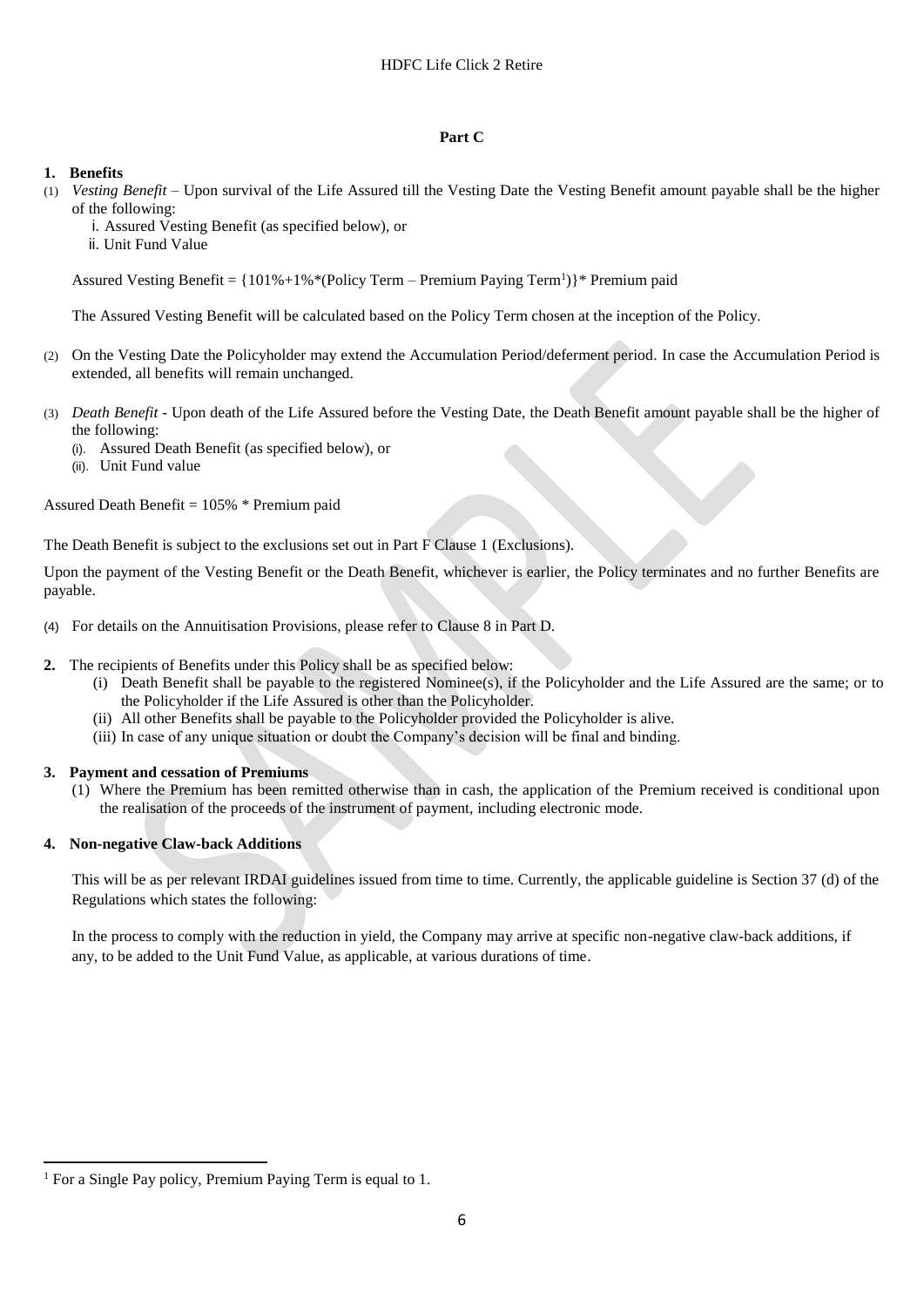## Part C

### 1. Benefits

(1) *Vesting Benefit* – Upon survival of the Life Assured till the Vesting Date the Vesting Benefit amount payable shall be the higher of the following:

i. Assured Vesting Benefit (as specified below), or
ii. Unit Fund Value

Assured Vesting Benefit = {101%+1%*(Policy Term – Premium Paying Term[1])}* Premium paid

The Assured Vesting Benefit will be calculated based on the Policy Term chosen at the inception of the Policy.

(2) On the Vesting Date the Policyholder may extend the Accumulation Period/deferment period. In case the Accumulation Period is extended, all benefits will remain unchanged.

(3) *Death Benefit* - Upon death of the Life Assured before the Vesting Date, the Death Benefit amount payable shall be the higher of the following:

(i). Assured Death Benefit (as specified below), or
(ii). Unit Fund value

Assured Death Benefit = 105% * Premium paid

The Death Benefit is subject to the exclusions set out in Part F Clause 1 (Exclusions).

Upon the payment of the Vesting Benefit or the Death Benefit, whichever is earlier, the Policy terminates and no further Benefits are payable.

(4) For details on the Annuitisation Provisions, please refer to Clause 8 in Part D.

**2.** The recipients of Benefits under this Policy shall be as specified below:

(i) Death Benefit shall be payable to the registered Nominee(s), if the Policyholder and the Life Assured are the same; or to the Policyholder if the Life Assured is other than the Policyholder.
(ii) All other Benefits shall be payable to the Policyholder provided the Policyholder is alive.
(iii) In case of any unique situation or doubt the Company's decision will be final and binding.

### 3. Payment and cessation of Premiums

(1) Where the Premium has been remitted otherwise than in cash, the application of the Premium received is conditional upon the realisation of the proceeds of the instrument of payment, including electronic mode.

### 4. Non-negative Claw-back Additions

This will be as per relevant IRDAI guidelines issued from time to time. Currently, the applicable guideline is Section 37 (d) of the Regulations which states the following:

In the process to comply with the reduction in yield, the Company may arrive at specific non-negative claw-back additions, if any, to be added to the Unit Fund Value, as applicable, at various durations of time.

---

[1] For a Single Pay policy, Premium Paying Term is equal to 1.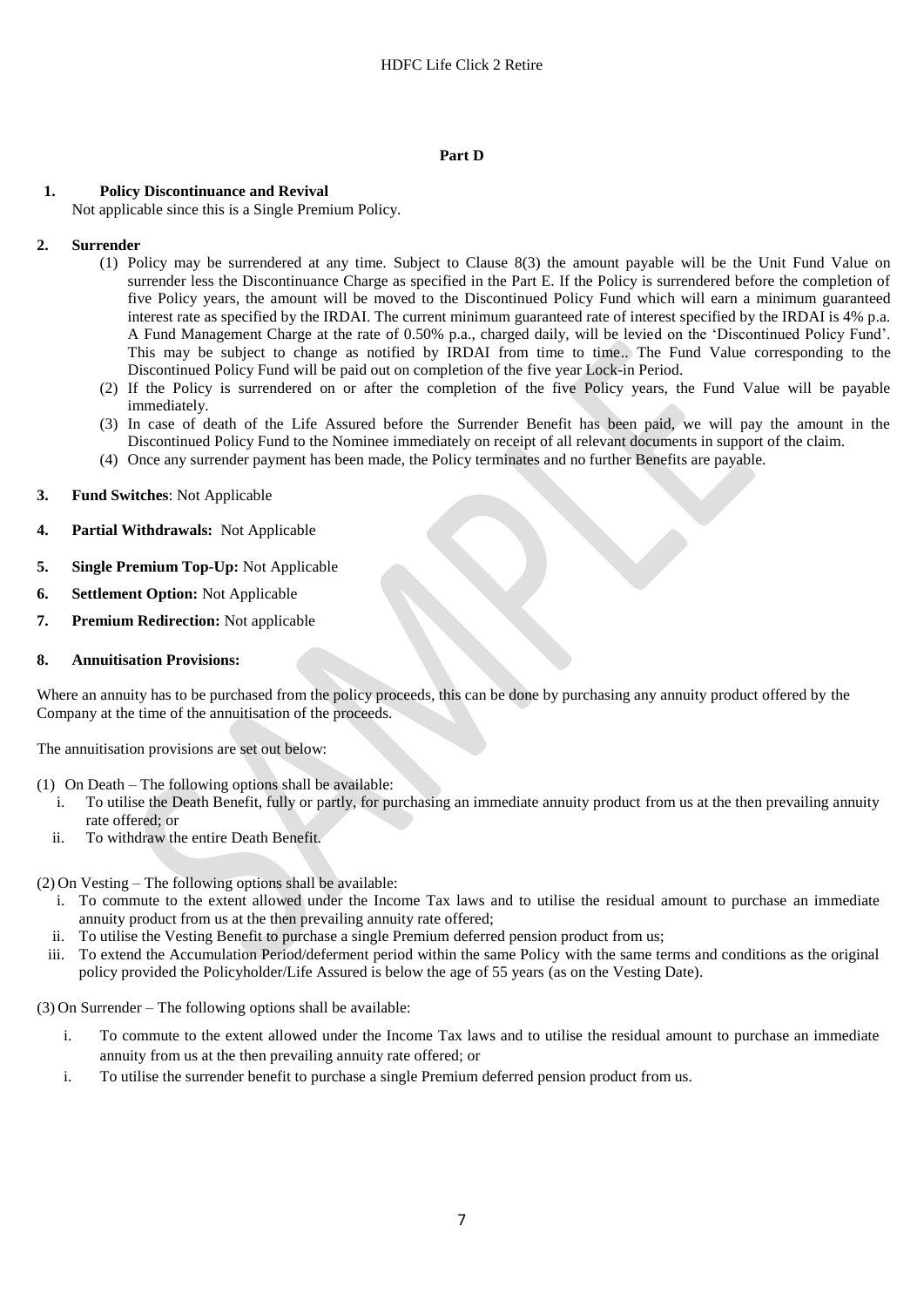## Part D

**1. Policy Discontinuance and Revival**

Not applicable since this is a Single Premium Policy.

**2. Surrender**

(1) Policy may be surrendered at any time. Subject to Clause 8(3) the amount payable will be the Unit Fund Value on surrender less the Discontinuance Charge as specified in the Part E. If the Policy is surrendered before the completion of five Policy years, the amount will be moved to the Discontinued Policy Fund which will earn a minimum guaranteed interest rate as specified by the IRDAI. The current minimum guaranteed rate of interest specified by the IRDAI is 4% p.a. A Fund Management Charge at the rate of 0.50% p.a., charged daily, will be levied on the 'Discontinued Policy Fund'. This may be subject to change as notified by IRDAI from time to time.. The Fund Value corresponding to the Discontinued Policy Fund will be paid out on completion of the five year Lock-in Period.

(2) If the Policy is surrendered on or after the completion of the five Policy years, the Fund Value will be payable immediately.

(3) In case of death of the Life Assured before the Surrender Benefit has been paid, we will pay the amount in the Discontinued Policy Fund to the Nominee immediately on receipt of all relevant documents in support of the claim.

(4) Once any surrender payment has been made, the Policy terminates and no further Benefits are payable.

**3. Fund Switches**: Not Applicable

**4. Partial Withdrawals:** Not Applicable

**5. Single Premium Top-Up:** Not Applicable

**6. Settlement Option:** Not Applicable

**7. Premium Redirection:** Not applicable

**8. Annuitisation Provisions:**

Where an annuity has to be purchased from the policy proceeds, this can be done by purchasing any annuity product offered by the Company at the time of the annuitisation of the proceeds.

The annuitisation provisions are set out below:

(1) On Death – The following options shall be available:

i. To utilise the Death Benefit, fully or partly, for purchasing an immediate annuity product from us at the then prevailing annuity rate offered; or

ii. To withdraw the entire Death Benefit.

(2) On Vesting – The following options shall be available:

i. To commute to the extent allowed under the Income Tax laws and to utilise the residual amount to purchase an immediate annuity product from us at the then prevailing annuity rate offered;

ii. To utilise the Vesting Benefit to purchase a single Premium deferred pension product from us;

iii. To extend the Accumulation Period/deferment period within the same Policy with the same terms and conditions as the original policy provided the Policyholder/Life Assured is below the age of 55 years (as on the Vesting Date).

(3) On Surrender – The following options shall be available:

i. To commute to the extent allowed under the Income Tax laws and to utilise the residual amount to purchase an immediate annuity from us at the then prevailing annuity rate offered; or

i. To utilise the surrender benefit to purchase a single Premium deferred pension product from us.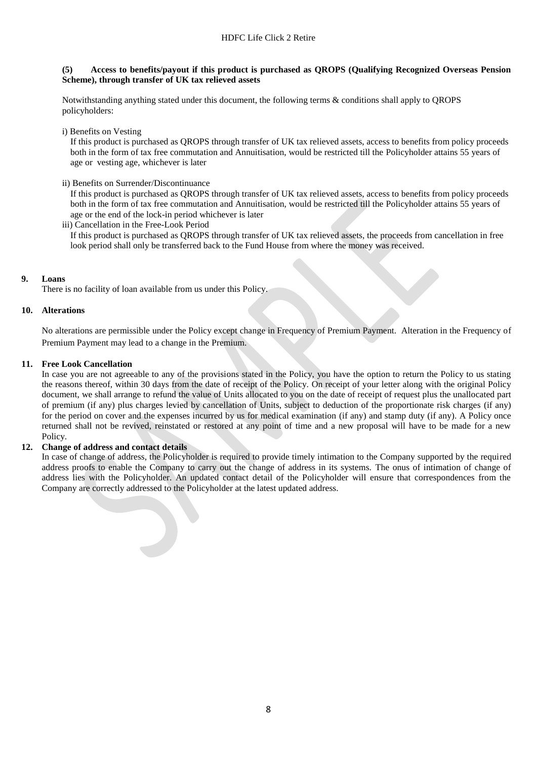**(5) Access to benefits/payout if this product is purchased as QROPS (Qualifying Recognized Overseas Pension Scheme), through transfer of UK tax relieved assets**

Notwithstanding anything stated under this document, the following terms & conditions shall apply to QROPS policyholders:

i) Benefits on Vesting

If this product is purchased as QROPS through transfer of UK tax relieved assets, access to benefits from policy proceeds both in the form of tax free commutation and Annuitisation, would be restricted till the Policyholder attains 55 years of age or vesting age, whichever is later

ii) Benefits on Surrender/Discontinuance

If this product is purchased as QROPS through transfer of UK tax relieved assets, access to benefits from policy proceeds both in the form of tax free commutation and Annuitisation, would be restricted till the Policyholder attains 55 years of age or the end of the lock-in period whichever is later

iii) Cancellation in the Free-Look Period

If this product is purchased as QROPS through transfer of UK tax relieved assets, the proceeds from cancellation in free look period shall only be transferred back to the Fund House from where the money was received.

## 9. Loans

There is no facility of loan available from us under this Policy.

## 10. Alterations

No alterations are permissible under the Policy except change in Frequency of Premium Payment. Alteration in the Frequency of Premium Payment may lead to a change in the Premium.

## 11. Free Look Cancellation

In case you are not agreeable to any of the provisions stated in the Policy, you have the option to return the Policy to us stating the reasons thereof, within 30 days from the date of receipt of the Policy. On receipt of your letter along with the original Policy document, we shall arrange to refund the value of Units allocated to you on the date of receipt of request plus the unallocated part of premium (if any) plus charges levied by cancellation of Units, subject to deduction of the proportionate risk charges (if any) for the period on cover and the expenses incurred by us for medical examination (if any) and stamp duty (if any). A Policy once returned shall not be revived, reinstated or restored at any point of time and a new proposal will have to be made for a new Policy.

## 12. Change of address and contact details

In case of change of address, the Policyholder is required to provide timely intimation to the Company supported by the required address proofs to enable the Company to carry out the change of address in its systems. The onus of intimation of change of address lies with the Policyholder. An updated contact detail of the Policyholder will ensure that correspondences from the Company are correctly addressed to the Policyholder at the latest updated address.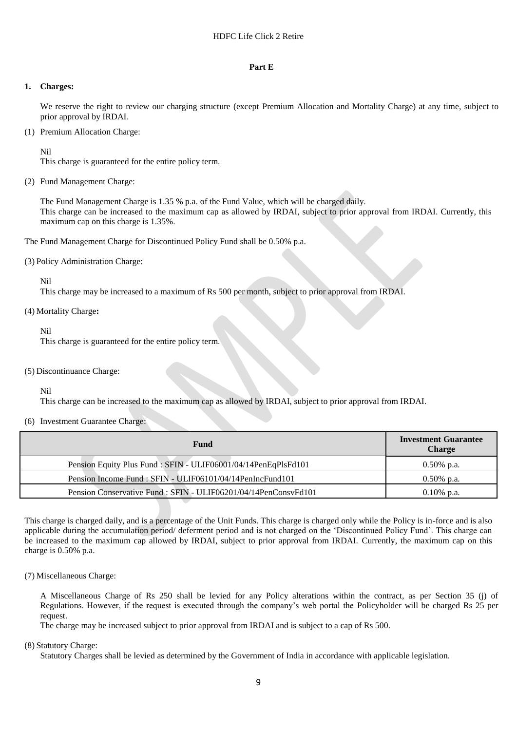## Part E

### 1. Charges:

We reserve the right to review our charging structure (except Premium Allocation and Mortality Charge) at any time, subject to prior approval by IRDAI.

(1) Premium Allocation Charge:

Nil
This charge is guaranteed for the entire policy term.

(2) Fund Management Charge:

The Fund Management Charge is 1.35 % p.a. of the Fund Value, which will be charged daily.
This charge can be increased to the maximum cap as allowed by IRDAI, subject to prior approval from IRDAI. Currently, this maximum cap on this charge is 1.35%.

The Fund Management Charge for Discontinued Policy Fund shall be 0.50% p.a.

(3) Policy Administration Charge:

Nil
This charge may be increased to a maximum of Rs 500 per month, subject to prior approval from IRDAI.

(4) Mortality Charge**:**

Nil
This charge is guaranteed for the entire policy term.

(5) Discontinuance Charge:

Nil
This charge can be increased to the maximum cap as allowed by IRDAI, subject to prior approval from IRDAI.

(6) Investment Guarantee Charge:

| Fund | Investment Guarantee Charge |
|---|---|
| Pension Equity Plus Fund : SFIN - ULIF06001/04/14PenEqPlsFd101 | 0.50% p.a. |
| Pension Income Fund : SFIN - ULIF06101/04/14PenIncFund101 | 0.50% p.a. |
| Pension Conservative Fund : SFIN - ULIF06201/04/14PenConsvFd101 | 0.10% p.a. |

This charge is charged daily, and is a percentage of the Unit Funds. This charge is charged only while the Policy is in-force and is also applicable during the accumulation period/ deferment period and is not charged on the 'Discontinued Policy Fund'. This charge can be increased to the maximum cap allowed by IRDAI, subject to prior approval from IRDAI. Currently, the maximum cap on this charge is 0.50% p.a.

(7) Miscellaneous Charge:

A Miscellaneous Charge of Rs 250 shall be levied for any Policy alterations within the contract, as per Section 35 (j) of Regulations. However, if the request is executed through the company's web portal the Policyholder will be charged Rs 25 per request.
The charge may be increased subject to prior approval from IRDAI and is subject to a cap of Rs 500.

(8) Statutory Charge:
Statutory Charges shall be levied as determined by the Government of India in accordance with applicable legislation.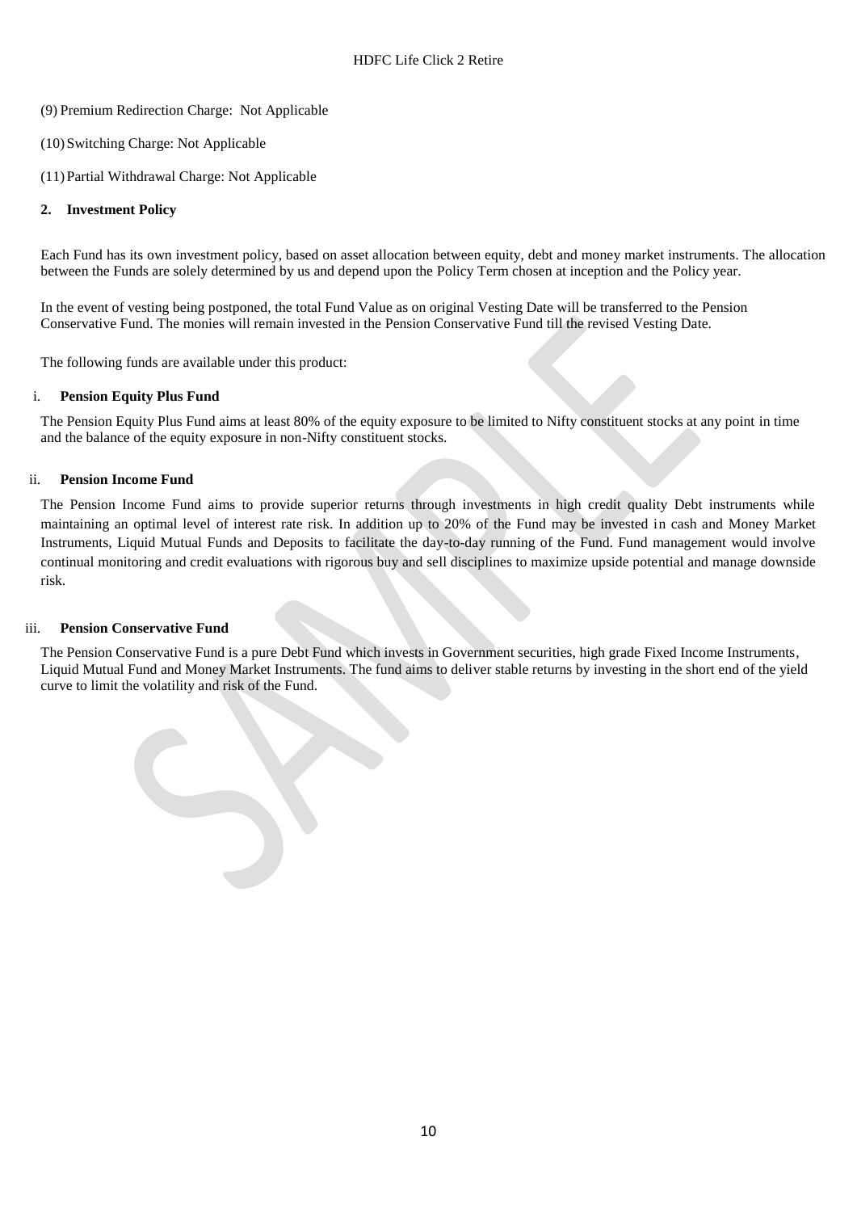(9) Premium Redirection Charge: Not Applicable

(10) Switching Charge: Not Applicable

(11) Partial Withdrawal Charge: Not Applicable

**2. Investment Policy**

Each Fund has its own investment policy, based on asset allocation between equity, debt and money market instruments. The allocation between the Funds are solely determined by us and depend upon the Policy Term chosen at inception and the Policy year.

In the event of vesting being postponed, the total Fund Value as on original Vesting Date will be transferred to the Pension Conservative Fund. The monies will remain invested in the Pension Conservative Fund till the revised Vesting Date.

The following funds are available under this product:

i. **Pension Equity Plus Fund**

The Pension Equity Plus Fund aims at least 80% of the equity exposure to be limited to Nifty constituent stocks at any point in time and the balance of the equity exposure in non-Nifty constituent stocks.

ii. **Pension Income Fund**

The Pension Income Fund aims to provide superior returns through investments in high credit quality Debt instruments while maintaining an optimal level of interest rate risk. In addition up to 20% of the Fund may be invested in cash and Money Market Instruments, Liquid Mutual Funds and Deposits to facilitate the day-to-day running of the Fund. Fund management would involve continual monitoring and credit evaluations with rigorous buy and sell disciplines to maximize upside potential and manage downside risk.

iii. **Pension Conservative Fund**

The Pension Conservative Fund is a pure Debt Fund which invests in Government securities, high grade Fixed Income Instruments, Liquid Mutual Fund and Money Market Instruments. The fund aims to deliver stable returns by investing in the short end of the yield curve to limit the volatility and risk of the Fund.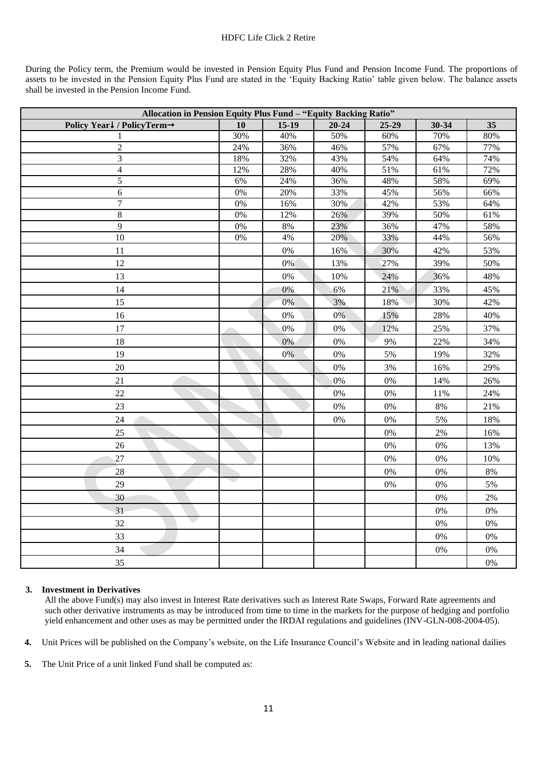During the Policy term, the Premium would be invested in Pension Equity Plus Fund and Pension Income Fund. The proportions of assets to be invested in the Pension Equity Plus Fund are stated in the 'Equity Backing Ratio' table given below. The balance assets shall be invested in the Pension Income Fund.

| Allocation in Pension Equity Plus Fund – "Equity Backing Ratio" | | | | | | |
|---|---|---|---|---|---|---|
| Policy Year↓ / PolicyTerm→ | 10 | 15-19 | 20-24 | 25-29 | 30-34 | 35 |
| 1 | 30% | 40% | 50% | 60% | 70% | 80% |
| 2 | 24% | 36% | 46% | 57% | 67% | 77% |
| 3 | 18% | 32% | 43% | 54% | 64% | 74% |
| 4 | 12% | 28% | 40% | 51% | 61% | 72% |
| 5 | 6% | 24% | 36% | 48% | 58% | 69% |
| 6 | 0% | 20% | 33% | 45% | 56% | 66% |
| 7 | 0% | 16% | 30% | 42% | 53% | 64% |
| 8 | 0% | 12% | 26% | 39% | 50% | 61% |
| 9 | 0% | 8% | 23% | 36% | 47% | 58% |
| 10 | 0% | 4% | 20% | 33% | 44% | 56% |
| 11 | | 0% | 16% | 30% | 42% | 53% |
| 12 | | 0% | 13% | 27% | 39% | 50% |
| 13 | | 0% | 10% | 24% | 36% | 48% |
| 14 | | 0% | 6% | 21% | 33% | 45% |
| 15 | | 0% | 3% | 18% | 30% | 42% |
| 16 | | 0% | 0% | 15% | 28% | 40% |
| 17 | | 0% | 0% | 12% | 25% | 37% |
| 18 | | 0% | 0% | 9% | 22% | 34% |
| 19 | | 0% | 0% | 5% | 19% | 32% |
| 20 | | | 0% | 3% | 16% | 29% |
| 21 | | | 0% | 0% | 14% | 26% |
| 22 | | | 0% | 0% | 11% | 24% |
| 23 | | | 0% | 0% | 8% | 21% |
| 24 | | | 0% | 0% | 5% | 18% |
| 25 | | | | 0% | 2% | 16% |
| 26 | | | | 0% | 0% | 13% |
| 27 | | | | 0% | 0% | 10% |
| 28 | | | | 0% | 0% | 8% |
| 29 | | | | 0% | 0% | 5% |
| 30 | | | | | 0% | 2% |
| 31 | | | | | 0% | 0% |
| 32 | | | | | 0% | 0% |
| 33 | | | | | 0% | 0% |
| 34 | | | | | 0% | 0% |
| 35 | | | | | | 0% |

**3. Investment in Derivatives**

All the above Fund(s) may also invest in Interest Rate derivatives such as Interest Rate Swaps, Forward Rate agreements and such other derivative instruments as may be introduced from time to time in the markets for the purpose of hedging and portfolio yield enhancement and other uses as may be permitted under the IRDAI regulations and guidelines (INV-GLN-008-2004-05).

**4.** Unit Prices will be published on the Company's website, on the Life Insurance Council's Website and in leading national dailies

**5.** The Unit Price of a unit linked Fund shall be computed as: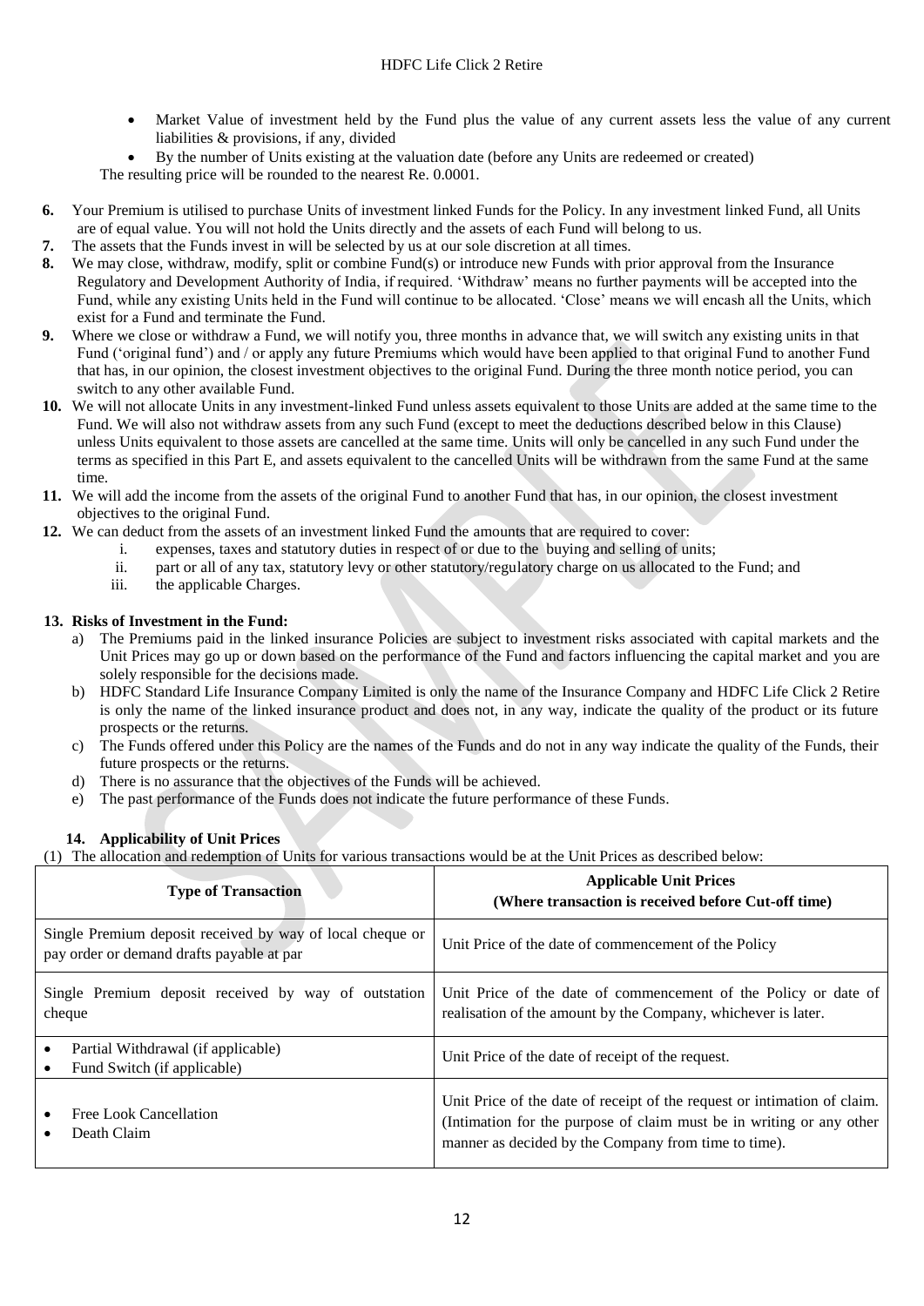- Market Value of investment held by the Fund plus the value of any current assets less the value of any current liabilities & provisions, if any, divided
- By the number of Units existing at the valuation date (before any Units are redeemed or created)

The resulting price will be rounded to the nearest Re. 0.0001.

**6.** Your Premium is utilised to purchase Units of investment linked Funds for the Policy. In any investment linked Fund, all Units are of equal value. You will not hold the Units directly and the assets of each Fund will belong to us.

**7.** The assets that the Funds invest in will be selected by us at our sole discretion at all times.

**8.** We may close, withdraw, modify, split or combine Fund(s) or introduce new Funds with prior approval from the Insurance Regulatory and Development Authority of India, if required. 'Withdraw' means no further payments will be accepted into the Fund, while any existing Units held in the Fund will continue to be allocated. 'Close' means we will encash all the Units, which exist for a Fund and terminate the Fund.

**9.** Where we close or withdraw a Fund, we will notify you, three months in advance that, we will switch any existing units in that Fund ('original fund') and / or apply any future Premiums which would have been applied to that original Fund to another Fund that has, in our opinion, the closest investment objectives to the original Fund. During the three month notice period, you can switch to any other available Fund.

**10.** We will not allocate Units in any investment-linked Fund unless assets equivalent to those Units are added at the same time to the Fund. We will also not withdraw assets from any such Fund (except to meet the deductions described below in this Clause) unless Units equivalent to those assets are cancelled at the same time. Units will only be cancelled in any such Fund under the terms as specified in this Part E, and assets equivalent to the cancelled Units will be withdrawn from the same Fund at the same time.

**11.** We will add the income from the assets of the original Fund to another Fund that has, in our opinion, the closest investment objectives to the original Fund.

**12.** We can deduct from the assets of an investment linked Fund the amounts that are required to cover:

i. expenses, taxes and statutory duties in respect of or due to the buying and selling of units;
ii. part or all of any tax, statutory levy or other statutory/regulatory charge on us allocated to the Fund; and
iii. the applicable Charges.

**13. Risks of Investment in the Fund:**

a) The Premiums paid in the linked insurance Policies are subject to investment risks associated with capital markets and the Unit Prices may go up or down based on the performance of the Fund and factors influencing the capital market and you are solely responsible for the decisions made.

b) HDFC Standard Life Insurance Company Limited is only the name of the Insurance Company and HDFC Life Click 2 Retire is only the name of the linked insurance product and does not, in any way, indicate the quality of the product or its future prospects or the returns.

c) The Funds offered under this Policy are the names of the Funds and do not in any way indicate the quality of the Funds, their future prospects or the returns.

d) There is no assurance that the objectives of the Funds will be achieved.

e) The past performance of the Funds does not indicate the future performance of these Funds.

**14. Applicability of Unit Prices**

(1) The allocation and redemption of Units for various transactions would be at the Unit Prices as described below:

| **Type of Transaction** | **Applicable Unit Prices (Where transaction is received before Cut-off time)** |
|---|---|
| Single Premium deposit received by way of local cheque or pay order or demand drafts payable at par | Unit Price of the date of commencement of the Policy |
| Single Premium deposit received by way of outstation cheque | Unit Price of the date of commencement of the Policy or date of realisation of the amount by the Company, whichever is later. |
| • Partial Withdrawal (if applicable)<br>• Fund Switch (if applicable) | Unit Price of the date of receipt of the request. |
| • Free Look Cancellation<br>• Death Claim | Unit Price of the date of receipt of the request or intimation of claim. (Intimation for the purpose of claim must be in writing or any other manner as decided by the Company from time to time). |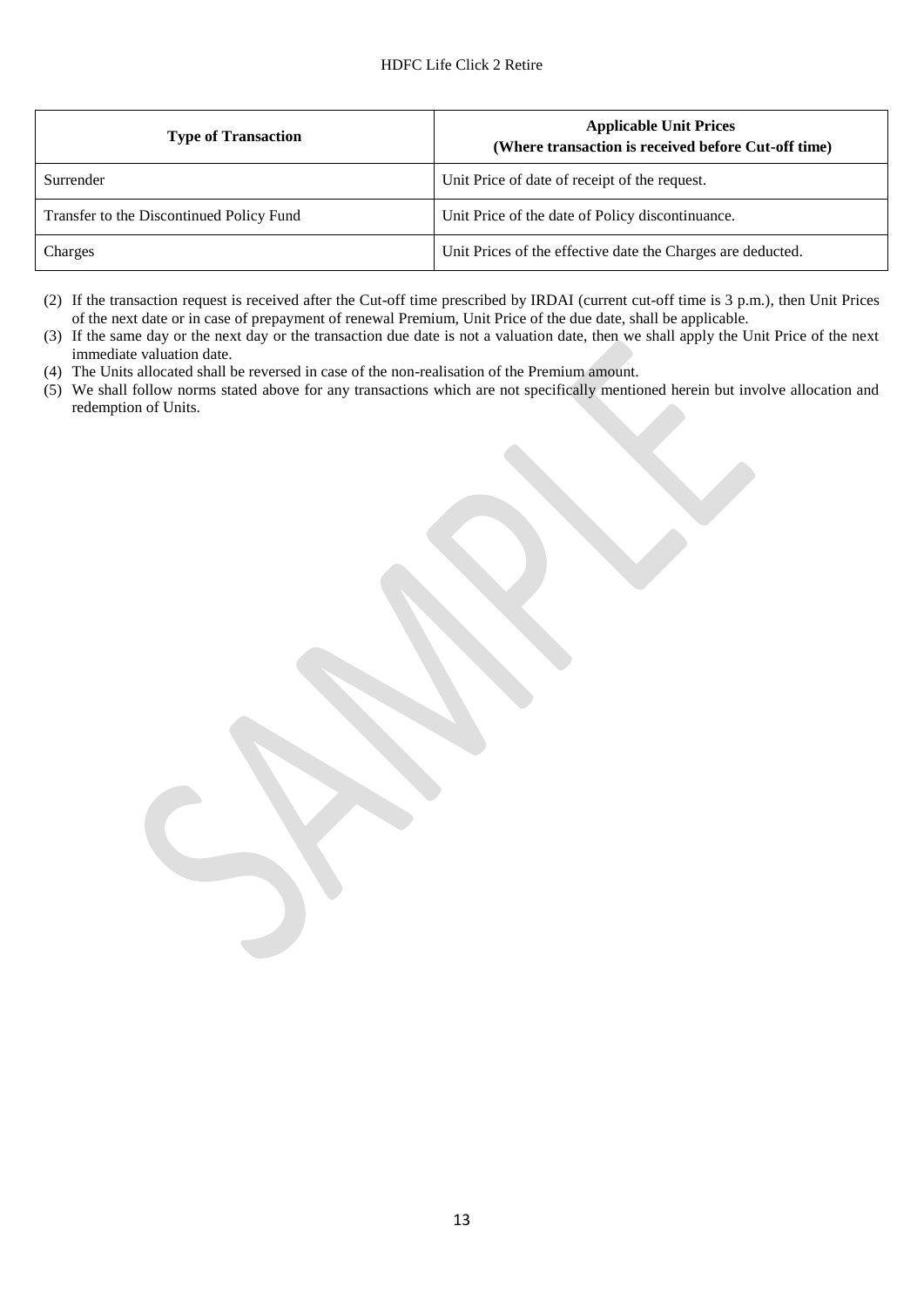| Type of Transaction | Applicable Unit Prices (Where transaction is received before Cut-off time) |
|---|---|
| Surrender | Unit Price of date of receipt of the request. |
| Transfer to the Discontinued Policy Fund | Unit Price of the date of Policy discontinuance. |
| Charges | Unit Prices of the effective date the Charges are deducted. |

(2) If the transaction request is received after the Cut-off time prescribed by IRDAI (current cut-off time is 3 p.m.), then Unit Prices of the next date or in case of prepayment of renewal Premium, Unit Price of the due date, shall be applicable.

(3) If the same day or the next day or the transaction due date is not a valuation date, then we shall apply the Unit Price of the next immediate valuation date.

(4) The Units allocated shall be reversed in case of the non-realisation of the Premium amount.

(5) We shall follow norms stated above for any transactions which are not specifically mentioned herein but involve allocation and redemption of Units.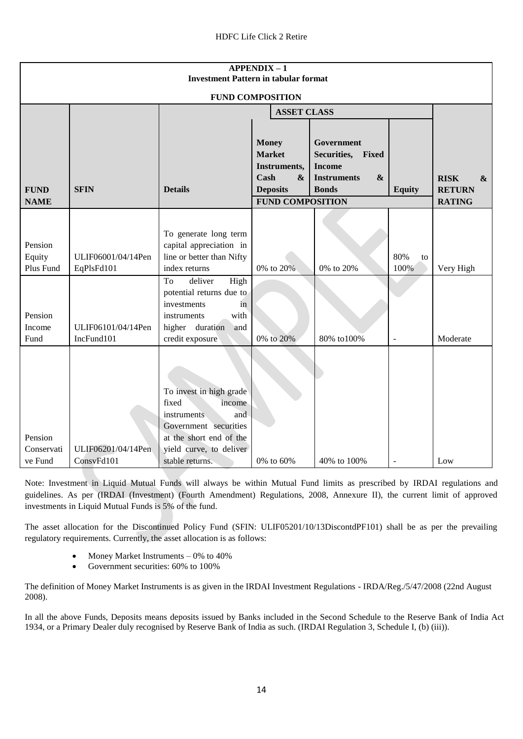**APPENDIX – 1**
**Investment Pattern in tabular format**

**FUND COMPOSITION**

| | | | ASSET CLASS | | | |
|---|---|---|---|---|---|---|
| **FUND NAME** | **SFIN** | **Details** | **Money Market Instruments, Cash & Deposits** | **Government Securities, Fixed Income Instruments & Bonds** | **Equity** | **RISK & RETURN RATING** |
| | | | **FUND COMPOSITION** | | | |
| Pension Equity Plus Fund | ULIF06001/04/14Pen EqPlsFd101 | To generate long term capital appreciation in line or better than Nifty index returns | 0% to 20% | 0% to 20% | 80% to 100% | Very High |
| Pension Income Fund | ULIF06101/04/14Pen IncFund101 | To deliver High potential returns due to investments in instruments with higher duration and credit exposure | 0% to 20% | 80% to100% | - | Moderate |
| Pension Conservative Fund | ULIF06201/04/14Pen ConsvFd101 | To invest in high grade fixed income instruments and Government securities at the short end of the yield curve, to deliver stable returns. | 0% to 60% | 40% to 100% | - | Low |

Note: Investment in Liquid Mutual Funds will always be within Mutual Fund limits as prescribed by IRDAI regulations and guidelines. As per (IRDAI (Investment) (Fourth Amendment) Regulations, 2008, Annexure II), the current limit of approved investments in Liquid Mutual Funds is 5% of the fund.

The asset allocation for the Discontinued Policy Fund (SFIN: ULIF05201/10/13DiscontdPF101) shall be as per the prevailing regulatory requirements. Currently, the asset allocation is as follows:

- Money Market Instruments – 0% to 40%
- Government securities: 60% to 100%

The definition of Money Market Instruments is as given in the IRDAI Investment Regulations - IRDA/Reg./5/47/2008 (22nd August 2008).

In all the above Funds, Deposits means deposits issued by Banks included in the Second Schedule to the Reserve Bank of India Act 1934, or a Primary Dealer duly recognised by Reserve Bank of India as such. (IRDAI Regulation 3, Schedule I, (b) (iii)).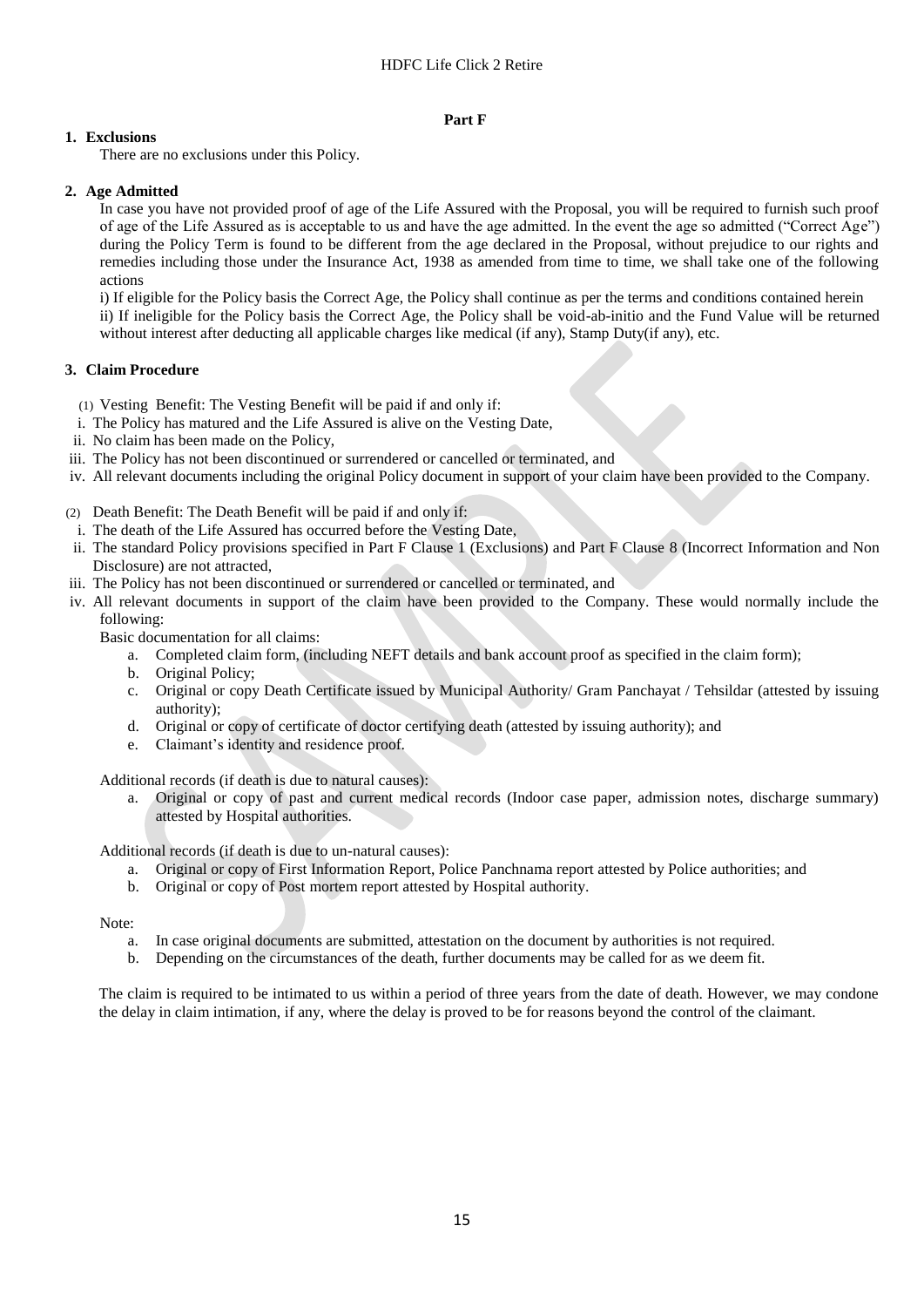## Part F

### 1. Exclusions

There are no exclusions under this Policy.

### 2. Age Admitted

In case you have not provided proof of age of the Life Assured with the Proposal, you will be required to furnish such proof of age of the Life Assured as is acceptable to us and have the age admitted. In the event the age so admitted ("Correct Age") during the Policy Term is found to be different from the age declared in the Proposal, without prejudice to our rights and remedies including those under the Insurance Act, 1938 as amended from time to time, we shall take one of the following actions

i) If eligible for the Policy basis the Correct Age, the Policy shall continue as per the terms and conditions contained herein

ii) If ineligible for the Policy basis the Correct Age, the Policy shall be void-ab-initio and the Fund Value will be returned without interest after deducting all applicable charges like medical (if any), Stamp Duty(if any), etc.

### 3. Claim Procedure

(1) Vesting Benefit: The Vesting Benefit will be paid if and only if:

i. The Policy has matured and the Life Assured is alive on the Vesting Date,
ii. No claim has been made on the Policy,
iii. The Policy has not been discontinued or surrendered or cancelled or terminated, and
iv. All relevant documents including the original Policy document in support of your claim have been provided to the Company.

(2) Death Benefit: The Death Benefit will be paid if and only if:

i. The death of the Life Assured has occurred before the Vesting Date,
ii. The standard Policy provisions specified in Part F Clause 1 (Exclusions) and Part F Clause 8 (Incorrect Information and Non Disclosure) are not attracted,
iii. The Policy has not been discontinued or surrendered or cancelled or terminated, and
iv. All relevant documents in support of the claim have been provided to the Company. These would normally include the following:

Basic documentation for all claims:

a. Completed claim form, (including NEFT details and bank account proof as specified in the claim form);
b. Original Policy;
c. Original or copy Death Certificate issued by Municipal Authority/ Gram Panchayat / Tehsildar (attested by issuing authority);
d. Original or copy of certificate of doctor certifying death (attested by issuing authority); and
e. Claimant's identity and residence proof.

Additional records (if death is due to natural causes):

a. Original or copy of past and current medical records (Indoor case paper, admission notes, discharge summary) attested by Hospital authorities.

Additional records (if death is due to un-natural causes):

a. Original or copy of First Information Report, Police Panchnama report attested by Police authorities; and
b. Original or copy of Post mortem report attested by Hospital authority.

Note:

a. In case original documents are submitted, attestation on the document by authorities is not required.
b. Depending on the circumstances of the death, further documents may be called for as we deem fit.

The claim is required to be intimated to us within a period of three years from the date of death. However, we may condone the delay in claim intimation, if any, where the delay is proved to be for reasons beyond the control of the claimant.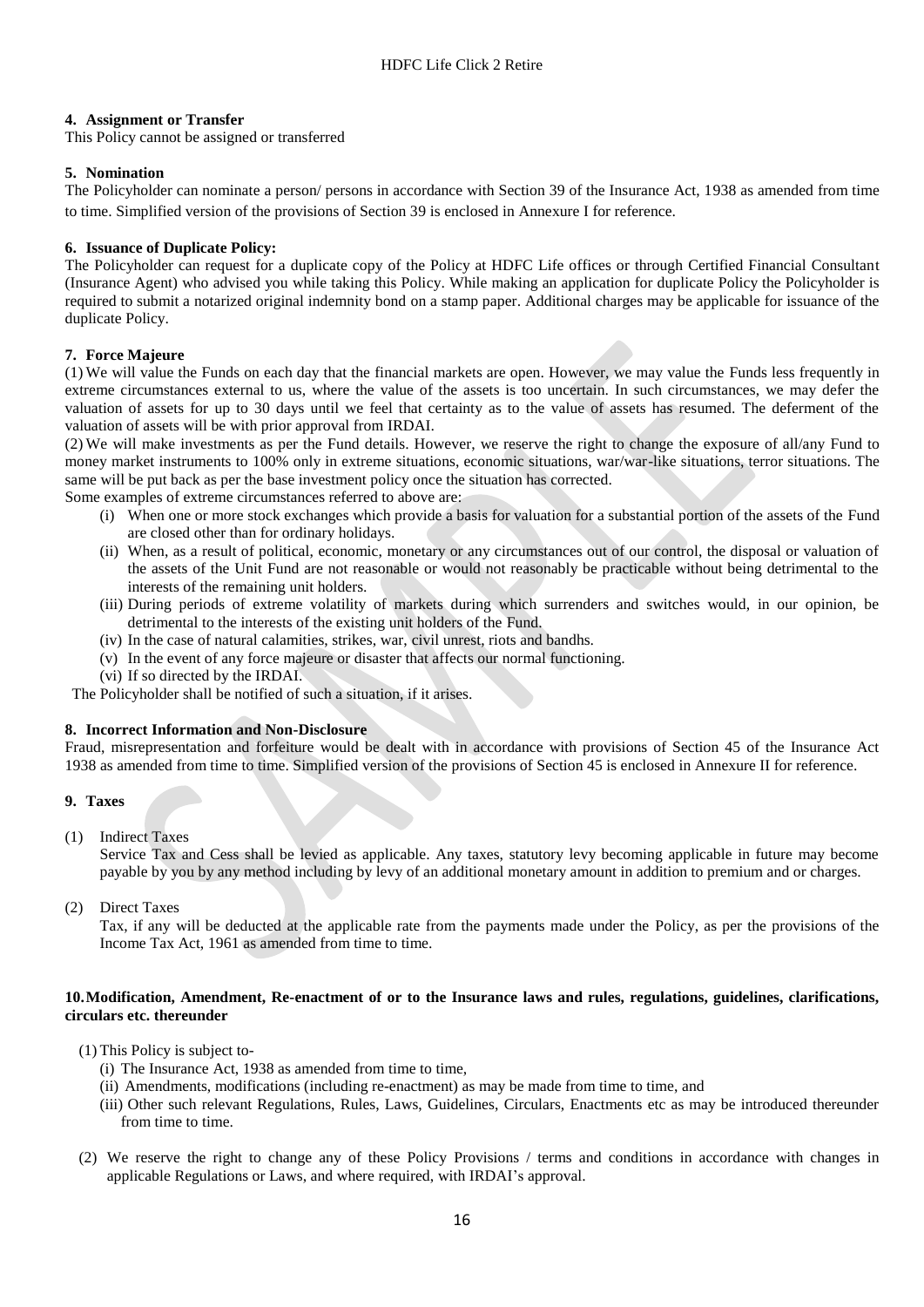**4. Assignment or Transfer**

This Policy cannot be assigned or transferred

**5. Nomination**

The Policyholder can nominate a person/ persons in accordance with Section 39 of the Insurance Act, 1938 as amended from time to time. Simplified version of the provisions of Section 39 is enclosed in Annexure I for reference.

**6. Issuance of Duplicate Policy:**

The Policyholder can request for a duplicate copy of the Policy at HDFC Life offices or through Certified Financial Consultant (Insurance Agent) who advised you while taking this Policy. While making an application for duplicate Policy the Policyholder is required to submit a notarized original indemnity bond on a stamp paper. Additional charges may be applicable for issuance of the duplicate Policy.

**7. Force Majeure**

(1) We will value the Funds on each day that the financial markets are open. However, we may value the Funds less frequently in extreme circumstances external to us, where the value of the assets is too uncertain. In such circumstances, we may defer the valuation of assets for up to 30 days until we feel that certainty as to the value of assets has resumed. The deferment of the valuation of assets will be with prior approval from IRDAI.

(2) We will make investments as per the Fund details. However, we reserve the right to change the exposure of all/any Fund to money market instruments to 100% only in extreme situations, economic situations, war/war-like situations, terror situations. The same will be put back as per the base investment policy once the situation has corrected.

Some examples of extreme circumstances referred to above are:

- (i) When one or more stock exchanges which provide a basis for valuation for a substantial portion of the assets of the Fund are closed other than for ordinary holidays.
- (ii) When, as a result of political, economic, monetary or any circumstances out of our control, the disposal or valuation of the assets of the Unit Fund are not reasonable or would not reasonably be practicable without being detrimental to the interests of the remaining unit holders.
- (iii) During periods of extreme volatility of markets during which surrenders and switches would, in our opinion, be detrimental to the interests of the existing unit holders of the Fund.
- (iv) In the case of natural calamities, strikes, war, civil unrest, riots and bandhs.
- (v) In the event of any force majeure or disaster that affects our normal functioning.
- (vi) If so directed by the IRDAI.

The Policyholder shall be notified of such a situation, if it arises.

**8. Incorrect Information and Non-Disclosure**

Fraud, misrepresentation and forfeiture would be dealt with in accordance with provisions of Section 45 of the Insurance Act 1938 as amended from time to time. Simplified version of the provisions of Section 45 is enclosed in Annexure II for reference.

**9. Taxes**

(1) Indirect Taxes

Service Tax and Cess shall be levied as applicable. Any taxes, statutory levy becoming applicable in future may become payable by you by any method including by levy of an additional monetary amount in addition to premium and or charges.

(2) Direct Taxes

Tax, if any will be deducted at the applicable rate from the payments made under the Policy, as per the provisions of the Income Tax Act, 1961 as amended from time to time.

**10. Modification, Amendment, Re-enactment of or to the Insurance laws and rules, regulations, guidelines, clarifications, circulars etc. thereunder**

(1) This Policy is subject to-

- (i) The Insurance Act, 1938 as amended from time to time,
- (ii) Amendments, modifications (including re-enactment) as may be made from time to time, and
- (iii) Other such relevant Regulations, Rules, Laws, Guidelines, Circulars, Enactments etc as may be introduced thereunder from time to time.

(2) We reserve the right to change any of these Policy Provisions / terms and conditions in accordance with changes in applicable Regulations or Laws, and where required, with IRDAI's approval.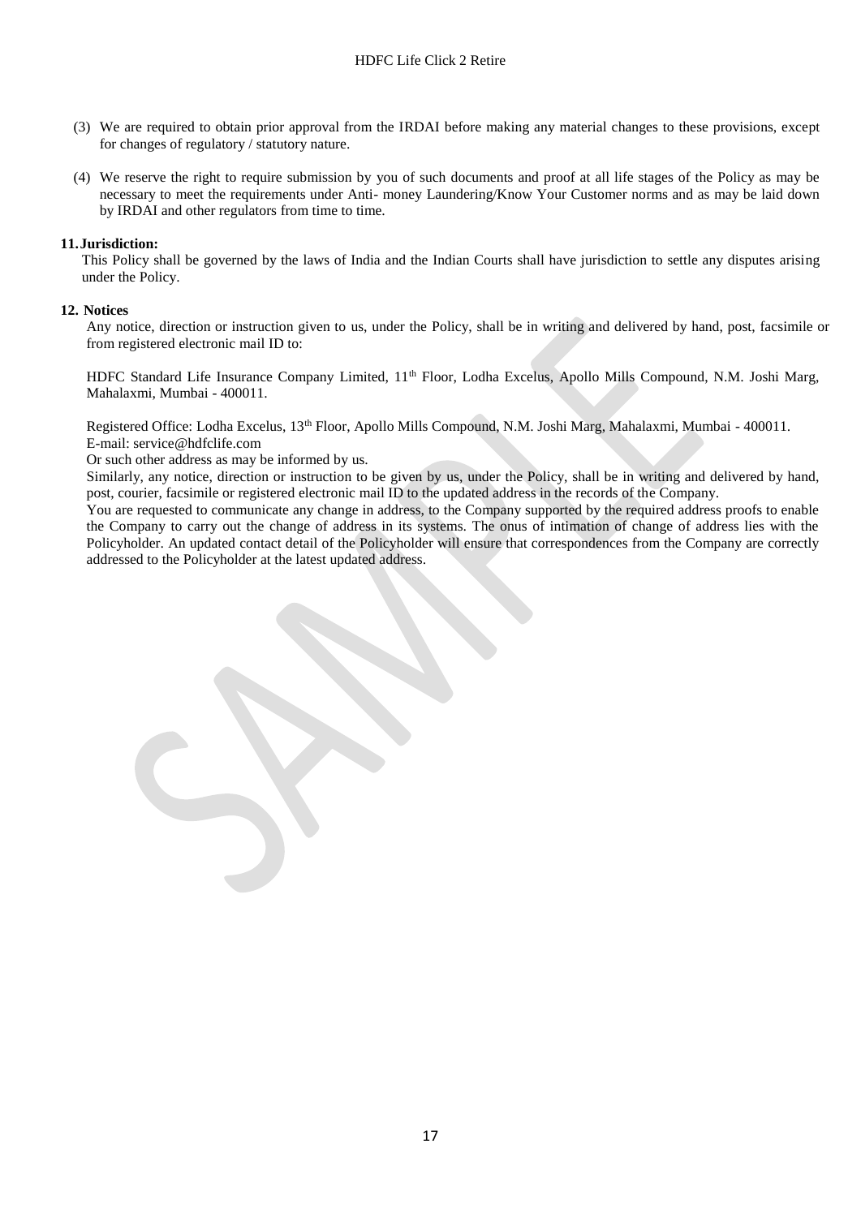(3) We are required to obtain prior approval from the IRDAI before making any material changes to these provisions, except for changes of regulatory / statutory nature.

(4) We reserve the right to require submission by you of such documents and proof at all life stages of the Policy as may be necessary to meet the requirements under Anti- money Laundering/Know Your Customer norms and as may be laid down by IRDAI and other regulators from time to time.

**11. Jurisdiction:**

This Policy shall be governed by the laws of India and the Indian Courts shall have jurisdiction to settle any disputes arising under the Policy.

**12. Notices**

Any notice, direction or instruction given to us, under the Policy, shall be in writing and delivered by hand, post, facsimile or from registered electronic mail ID to:

HDFC Standard Life Insurance Company Limited, 11th Floor, Lodha Excelus, Apollo Mills Compound, N.M. Joshi Marg, Mahalaxmi, Mumbai - 400011.

Registered Office: Lodha Excelus, 13th Floor, Apollo Mills Compound, N.M. Joshi Marg, Mahalaxmi, Mumbai - 400011.
E-mail: service@hdfclife.com

Or such other address as may be informed by us.

Similarly, any notice, direction or instruction to be given by us, under the Policy, shall be in writing and delivered by hand, post, courier, facsimile or registered electronic mail ID to the updated address in the records of the Company.

You are requested to communicate any change in address, to the Company supported by the required address proofs to enable the Company to carry out the change of address in its systems. The onus of intimation of change of address lies with the Policyholder. An updated contact detail of the Policyholder will ensure that correspondences from the Company are correctly addressed to the Policyholder at the latest updated address.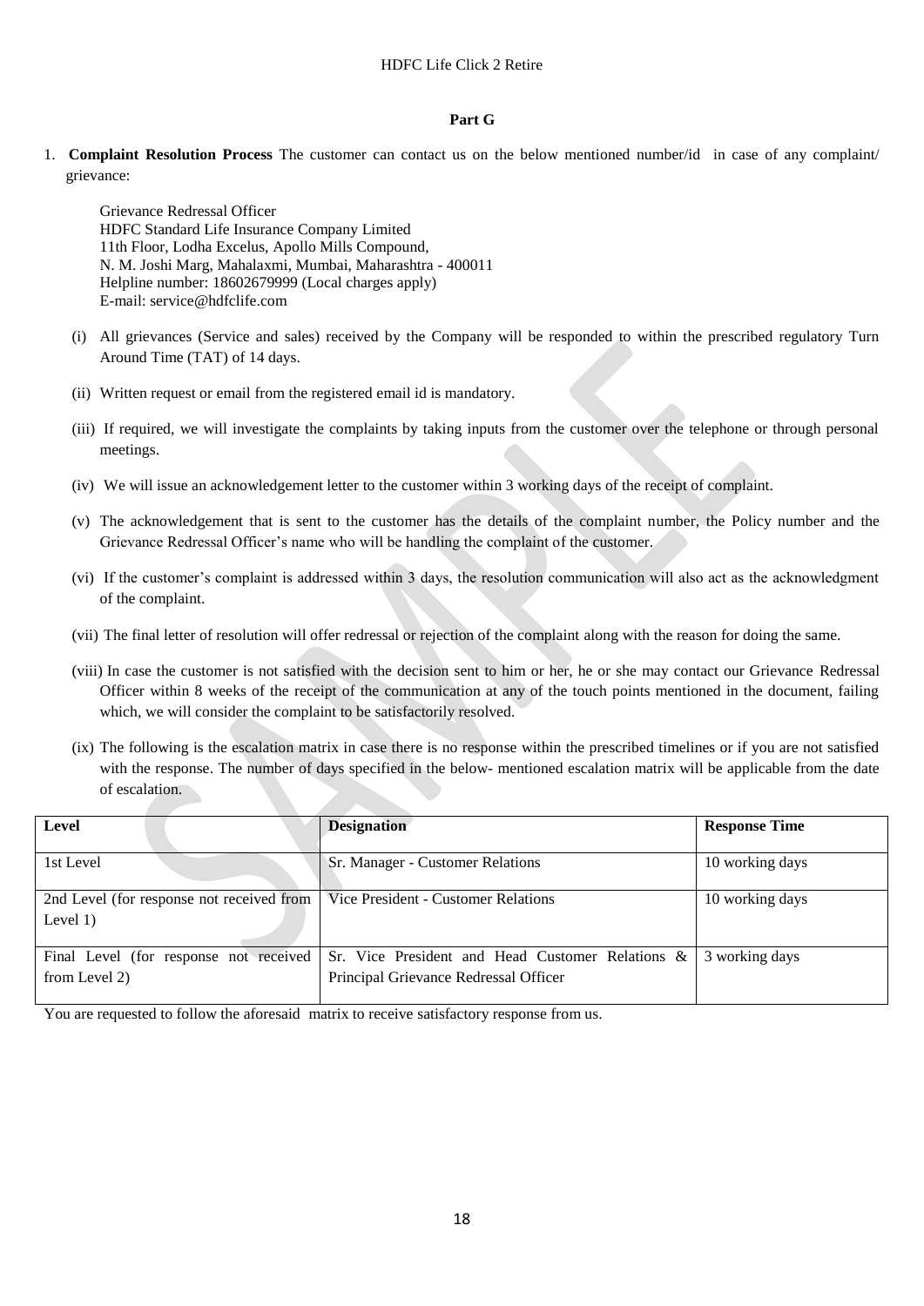## Part G

1. **Complaint Resolution Process** The customer can contact us on the below mentioned number/id in case of any complaint/ grievance:

   Grievance Redressal Officer
   HDFC Standard Life Insurance Company Limited
   11th Floor, Lodha Excelus, Apollo Mills Compound,
   N. M. Joshi Marg, Mahalaxmi, Mumbai, Maharashtra - 400011
   Helpline number: 18602679999 (Local charges apply)
   E-mail: service@hdfclife.com

   (i) All grievances (Service and sales) received by the Company will be responded to within the prescribed regulatory Turn Around Time (TAT) of 14 days.

   (ii) Written request or email from the registered email id is mandatory.

   (iii) If required, we will investigate the complaints by taking inputs from the customer over the telephone or through personal meetings.

   (iv) We will issue an acknowledgement letter to the customer within 3 working days of the receipt of complaint.

   (v) The acknowledgement that is sent to the customer has the details of the complaint number, the Policy number and the Grievance Redressal Officer's name who will be handling the complaint of the customer.

   (vi) If the customer's complaint is addressed within 3 days, the resolution communication will also act as the acknowledgment of the complaint.

   (vii) The final letter of resolution will offer redressal or rejection of the complaint along with the reason for doing the same.

   (viii) In case the customer is not satisfied with the decision sent to him or her, he or she may contact our Grievance Redressal Officer within 8 weeks of the receipt of the communication at any of the touch points mentioned in the document, failing which, we will consider the complaint to be satisfactorily resolved.

   (ix) The following is the escalation matrix in case there is no response within the prescribed timelines or if you are not satisfied with the response. The number of days specified in the below- mentioned escalation matrix will be applicable from the date of escalation.

| Level | Designation | Response Time |
|---|---|---|
| 1st Level | Sr. Manager - Customer Relations | 10 working days |
| 2nd Level (for response not received from Level 1) | Vice President - Customer Relations | 10 working days |
| Final Level (for response not received from Level 2) | Sr. Vice President and Head Customer Relations & Principal Grievance Redressal Officer | 3 working days |

You are requested to follow the aforesaid matrix to receive satisfactory response from us.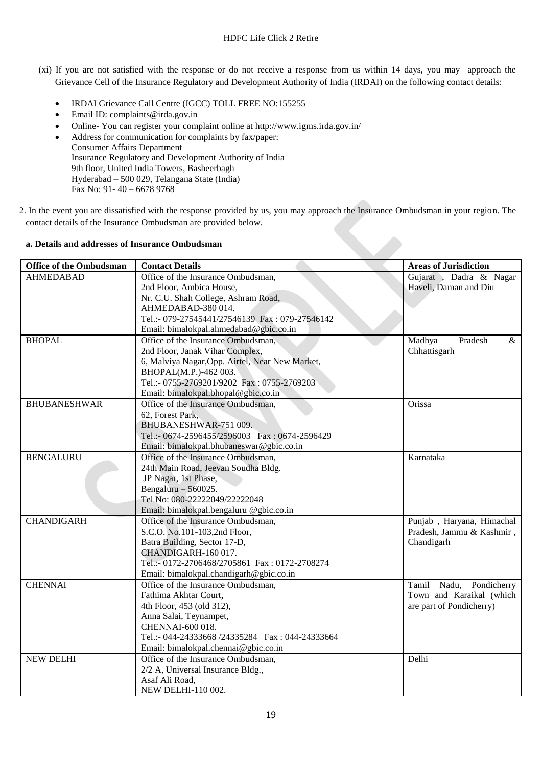(xi) If you are not satisfied with the response or do not receive a response from us within 14 days, you may approach the Grievance Cell of the Insurance Regulatory and Development Authority of India (IRDAI) on the following contact details:

- IRDAI Grievance Call Centre (IGCC) TOLL FREE NO:155255
- Email ID: complaints@irda.gov.in
- Online- You can register your complaint online at http://www.igms.irda.gov.in/
- Address for communication for complaints by fax/paper:
  Consumer Affairs Department
  Insurance Regulatory and Development Authority of India
  9th floor, United India Towers, Basheerbagh
  Hyderabad – 500 029, Telangana State (India)
  Fax No: 91- 40 – 6678 9768

2. In the event you are dissatisfied with the response provided by us, you may approach the Insurance Ombudsman in your region. The contact details of the Insurance Ombudsman are provided below.

**a. Details and addresses of Insurance Ombudsman**

| Office of the Ombudsman | Contact Details | Areas of Jurisdiction |
|---|---|---|
| AHMEDABAD | Office of the Insurance Ombudsman,<br>2nd Floor, Ambica House,<br>Nr. C.U. Shah College, Ashram Road,<br>AHMEDABAD-380 014.<br>Tel.:- 079-27545441/27546139 Fax : 079-27546142<br>Email: bimalokpal.ahmedabad@gbic.co.in | Gujarat , Dadra & Nagar Haveli, Daman and Diu |
| BHOPAL | Office of the Insurance Ombudsman,<br>2nd Floor, Janak Vihar Complex,<br>6, Malviya Nagar,Opp. Airtel, Near New Market,<br>BHOPAL(M.P.)-462 003.<br>Tel.:- 0755-2769201/9202 Fax : 0755-2769203<br>Email: bimalokpal.bhopal@gbic.co.in | Madhya Pradesh & Chhattisgarh |
| BHUBANESHWAR | Office of the Insurance Ombudsman,<br>62, Forest Park,<br>BHUBANESHWAR-751 009.<br>Tel.:- 0674-2596455/2596003 Fax : 0674-2596429<br>Email: bimalokpal.bhubaneswar@gbic.co.in | Orissa |
| BENGALURU | Office of the Insurance Ombudsman,<br>24th Main Road, Jeevan Soudha Bldg.<br>JP Nagar, 1st Phase,<br>Bengaluru – 560025.<br>Tel No: 080-22222049/22222048<br>Email: bimalokpal.bengaluru @gbic.co.in | Karnataka |
| CHANDIGARH | Office of the Insurance Ombudsman,<br>S.C.O. No.101-103,2nd Floor,<br>Batra Building, Sector 17-D,<br>CHANDIGARH-160 017.<br>Tel.:- 0172-2706468/2705861 Fax : 0172-2708274<br>Email: bimalokpal.chandigarh@gbic.co.in | Punjab , Haryana, Himachal Pradesh, Jammu & Kashmir , Chandigarh |
| CHENNAI | Office of the Insurance Ombudsman,<br>Fathima Akhtar Court,<br>4th Floor, 453 (old 312),<br>Anna Salai, Teynampet,<br>CHENNAI-600 018.<br>Tel.:- 044-24333668 /24335284 Fax : 044-24333664<br>Email: bimalokpal.chennai@gbic.co.in | Tamil Nadu, Pondicherry Town and Karaikal (which are part of Pondicherry) |
| NEW DELHI | Office of the Insurance Ombudsman,<br>2/2 A, Universal Insurance Bldg.,<br>Asaf Ali Road,<br>NEW DELHI-110 002. | Delhi |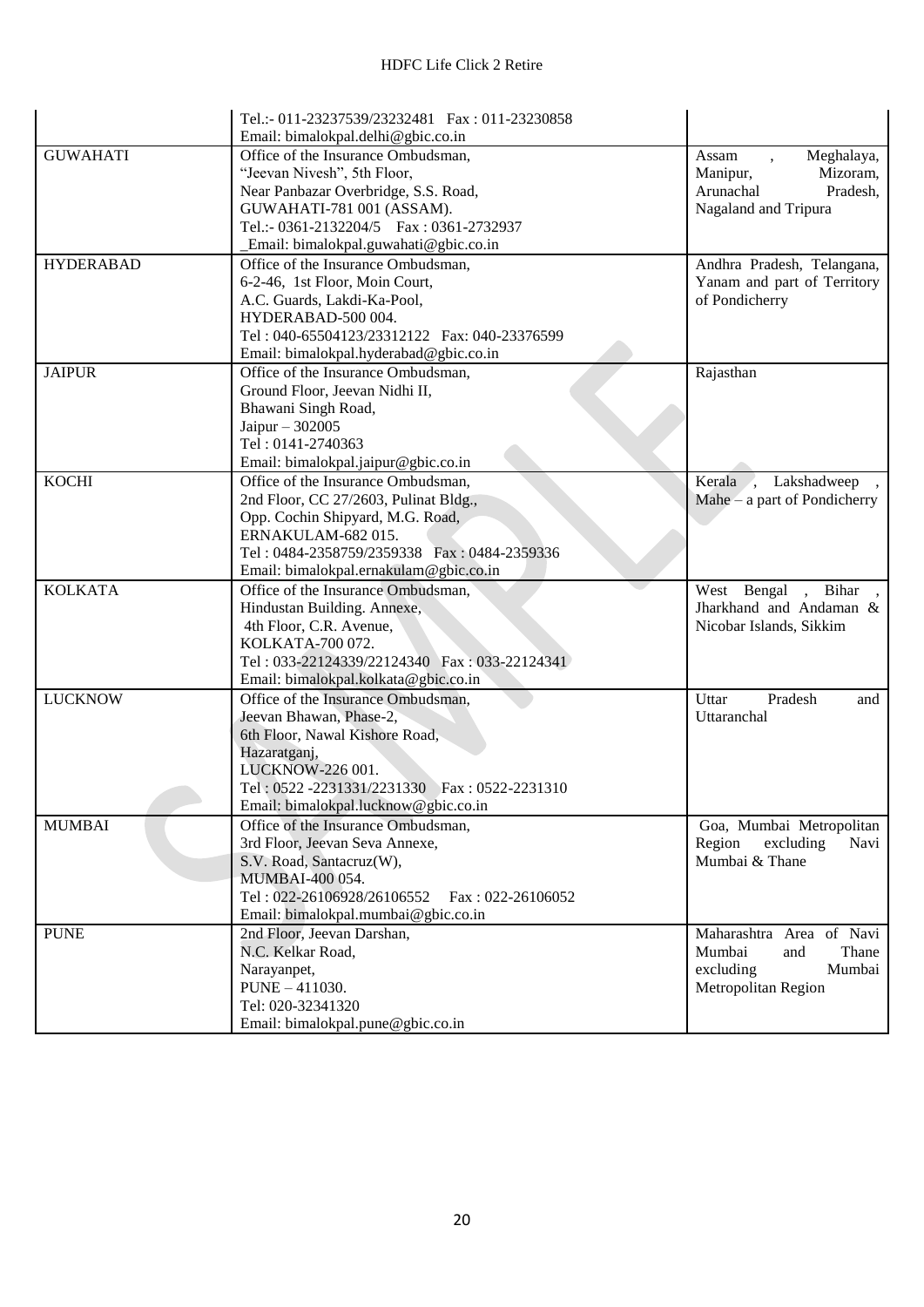| | | |
|---|---|---|
| | Tel.:- 011-23237539/23232481 Fax : 011-23230858<br>Email: bimalokpal.delhi@gbic.co.in | |
| GUWAHATI | Office of the Insurance Ombudsman,<br>"Jeevan Nivesh", 5th Floor,<br>Near Panbazar Overbridge, S.S. Road,<br>GUWAHATI-781 001 (ASSAM).<br>Tel.:- 0361-2132204/5 Fax : 0361-2732937<br>_Email: bimalokpal.guwahati@gbic.co.in | Assam , Meghalaya, Manipur, Mizoram, Arunachal Pradesh, Nagaland and Tripura |
| HYDERABAD | Office of the Insurance Ombudsman,<br>6-2-46, 1st Floor, Moin Court,<br>A.C. Guards, Lakdi-Ka-Pool,<br>HYDERABAD-500 004.<br>Tel : 040-65504123/23312122 Fax: 040-23376599<br>Email: bimalokpal.hyderabad@gbic.co.in | Andhra Pradesh, Telangana, Yanam and part of Territory of Pondicherry |
| JAIPUR | Office of the Insurance Ombudsman,<br>Ground Floor, Jeevan Nidhi II,<br>Bhawani Singh Road,<br>Jaipur – 302005<br>Tel : 0141-2740363<br>Email: bimalokpal.jaipur@gbic.co.in | Rajasthan |
| KOCHI | Office of the Insurance Ombudsman,<br>2nd Floor, CC 27/2603, Pulinat Bldg.,<br>Opp. Cochin Shipyard, M.G. Road,<br>ERNAKULAM-682 015.<br>Tel : 0484-2358759/2359338 Fax : 0484-2359336<br>Email: bimalokpal.ernakulam@gbic.co.in | Kerala , Lakshadweep , Mahe – a part of Pondicherry |
| KOLKATA | Office of the Insurance Ombudsman,<br>Hindustan Building. Annexe,<br>4th Floor, C.R. Avenue,<br>KOLKATA-700 072.<br>Tel : 033-22124339/22124340 Fax : 033-22124341<br>Email: bimalokpal.kolkata@gbic.co.in | West Bengal , Bihar , Jharkhand and Andaman & Nicobar Islands, Sikkim |
| LUCKNOW | Office of the Insurance Ombudsman,<br>Jeevan Bhawan, Phase-2,<br>6th Floor, Nawal Kishore Road,<br>Hazaratganj,<br>LUCKNOW-226 001.<br>Tel : 0522 -2231331/2231330 Fax : 0522-2231310<br>Email: bimalokpal.lucknow@gbic.co.in | Uttar Pradesh and Uttaranchal |
| MUMBAI | Office of the Insurance Ombudsman,<br>3rd Floor, Jeevan Seva Annexe,<br>S.V. Road, Santacruz(W),<br>MUMBAI-400 054.<br>Tel : 022-26106928/26106552 Fax : 022-26106052<br>Email: bimalokpal.mumbai@gbic.co.in | Goa, Mumbai Metropolitan Region excluding Navi Mumbai & Thane |
| PUNE | 2nd Floor, Jeevan Darshan,<br>N.C. Kelkar Road,<br>Narayanpet,<br>PUNE – 411030.<br>Tel: 020-32341320<br>Email: bimalokpal.pune@gbic.co.in | Maharashtra Area of Navi Mumbai and Thane excluding Mumbai Metropolitan Region |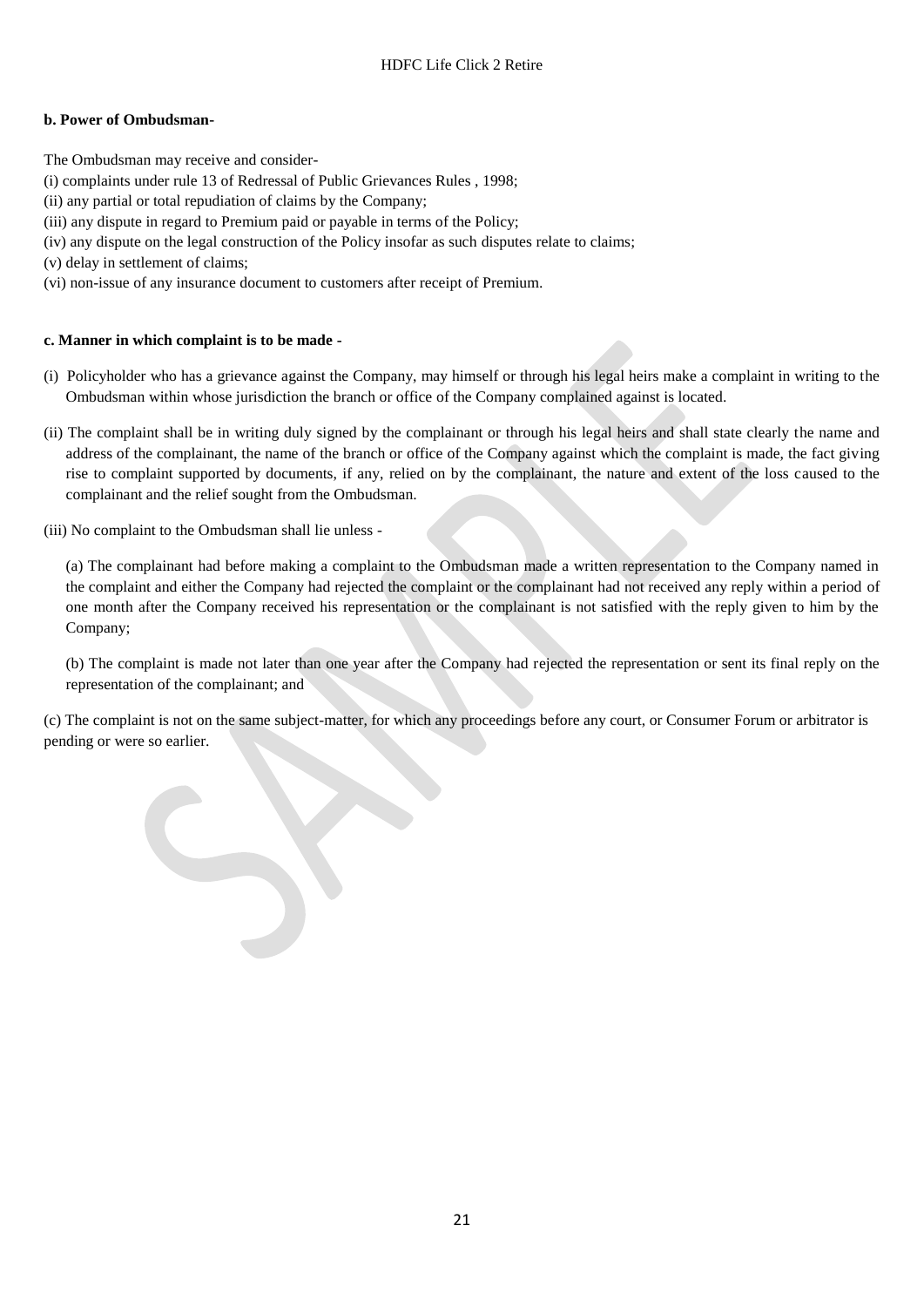**b. Power of Ombudsman-**

The Ombudsman may receive and consider-

(i) complaints under rule 13 of Redressal of Public Grievances Rules , 1998;
(ii) any partial or total repudiation of claims by the Company;
(iii) any dispute in regard to Premium paid or payable in terms of the Policy;
(iv) any dispute on the legal construction of the Policy insofar as such disputes relate to claims;
(v) delay in settlement of claims;
(vi) non-issue of any insurance document to customers after receipt of Premium.

**c. Manner in which complaint is to be made -**

(i) Policyholder who has a grievance against the Company, may himself or through his legal heirs make a complaint in writing to the Ombudsman within whose jurisdiction the branch or office of the Company complained against is located.

(ii) The complaint shall be in writing duly signed by the complainant or through his legal heirs and shall state clearly the name and address of the complainant, the name of the branch or office of the Company against which the complaint is made, the fact giving rise to complaint supported by documents, if any, relied on by the complainant, the nature and extent of the loss caused to the complainant and the relief sought from the Ombudsman.

(iii) No complaint to the Ombudsman shall lie unless -

(a) The complainant had before making a complaint to the Ombudsman made a written representation to the Company named in the complaint and either the Company had rejected the complaint or the complainant had not received any reply within a period of one month after the Company received his representation or the complainant is not satisfied with the reply given to him by the Company;

(b) The complaint is made not later than one year after the Company had rejected the representation or sent its final reply on the representation of the complainant; and

(c) The complaint is not on the same subject-matter, for which any proceedings before any court, or Consumer Forum or arbitrator is pending or were so earlier.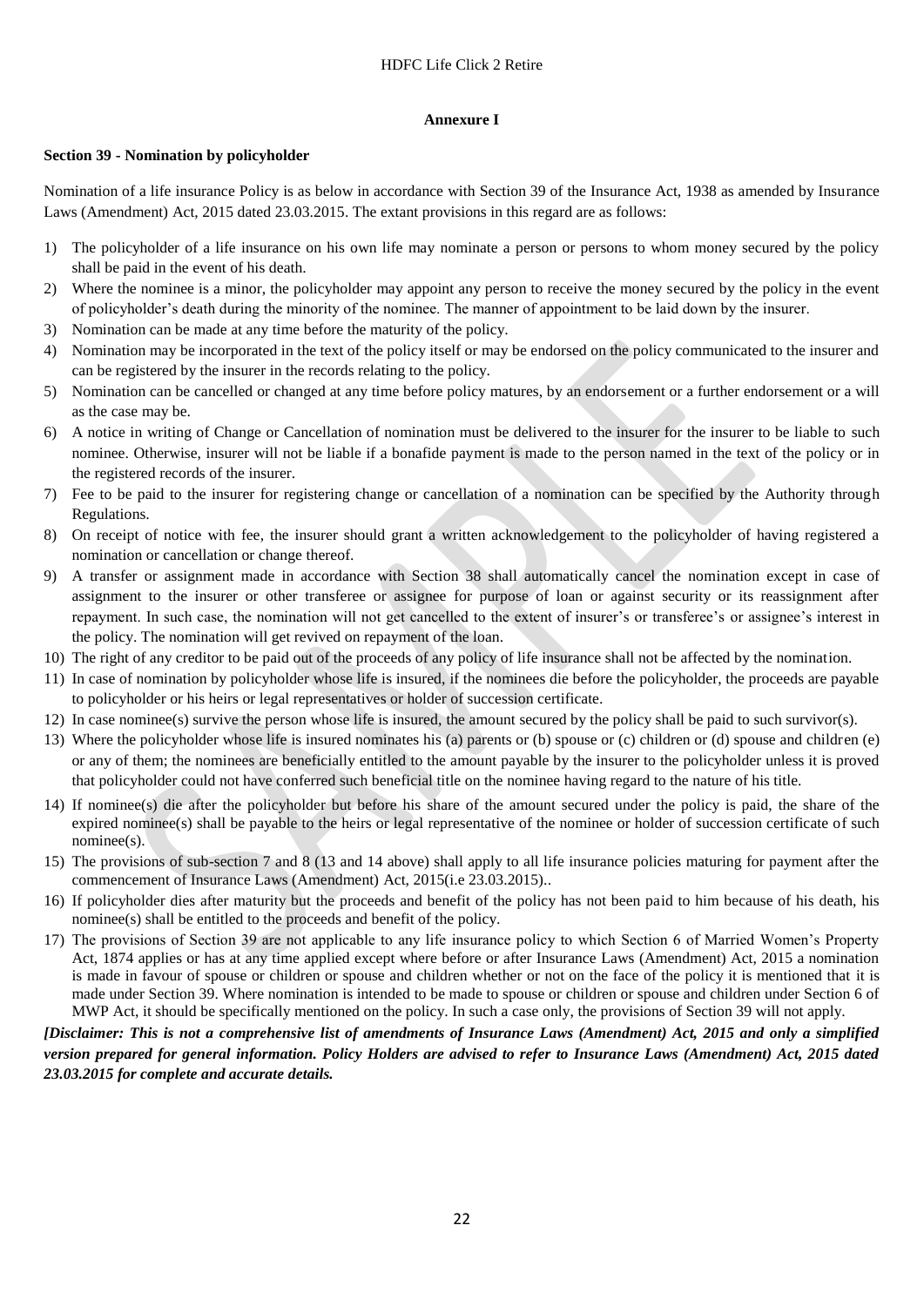## Annexure I

### Section 39 - Nomination by policyholder

Nomination of a life insurance Policy is as below in accordance with Section 39 of the Insurance Act, 1938 as amended by Insurance Laws (Amendment) Act, 2015 dated 23.03.2015. The extant provisions in this regard are as follows:

1) The policyholder of a life insurance on his own life may nominate a person or persons to whom money secured by the policy shall be paid in the event of his death.
2) Where the nominee is a minor, the policyholder may appoint any person to receive the money secured by the policy in the event of policyholder's death during the minority of the nominee. The manner of appointment to be laid down by the insurer.
3) Nomination can be made at any time before the maturity of the policy.
4) Nomination may be incorporated in the text of the policy itself or may be endorsed on the policy communicated to the insurer and can be registered by the insurer in the records relating to the policy.
5) Nomination can be cancelled or changed at any time before policy matures, by an endorsement or a further endorsement or a will as the case may be.
6) A notice in writing of Change or Cancellation of nomination must be delivered to the insurer for the insurer to be liable to such nominee. Otherwise, insurer will not be liable if a bonafide payment is made to the person named in the text of the policy or in the registered records of the insurer.
7) Fee to be paid to the insurer for registering change or cancellation of a nomination can be specified by the Authority through Regulations.
8) On receipt of notice with fee, the insurer should grant a written acknowledgement to the policyholder of having registered a nomination or cancellation or change thereof.
9) A transfer or assignment made in accordance with Section 38 shall automatically cancel the nomination except in case of assignment to the insurer or other transferee or assignee for purpose of loan or against security or its reassignment after repayment. In such case, the nomination will not get cancelled to the extent of insurer's or transferee's or assignee's interest in the policy. The nomination will get revived on repayment of the loan.
10) The right of any creditor to be paid out of the proceeds of any policy of life insurance shall not be affected by the nomination.
11) In case of nomination by policyholder whose life is insured, if the nominees die before the policyholder, the proceeds are payable to policyholder or his heirs or legal representatives or holder of succession certificate.
12) In case nominee(s) survive the person whose life is insured, the amount secured by the policy shall be paid to such survivor(s).
13) Where the policyholder whose life is insured nominates his (a) parents or (b) spouse or (c) children or (d) spouse and children (e) or any of them; the nominees are beneficially entitled to the amount payable by the insurer to the policyholder unless it is proved that policyholder could not have conferred such beneficial title on the nominee having regard to the nature of his title.
14) If nominee(s) die after the policyholder but before his share of the amount secured under the policy is paid, the share of the expired nominee(s) shall be payable to the heirs or legal representative of the nominee or holder of succession certificate of such nominee(s).
15) The provisions of sub-section 7 and 8 (13 and 14 above) shall apply to all life insurance policies maturing for payment after the commencement of Insurance Laws (Amendment) Act, 2015(i.e 23.03.2015)..
16) If policyholder dies after maturity but the proceeds and benefit of the policy has not been paid to him because of his death, his nominee(s) shall be entitled to the proceeds and benefit of the policy.
17) The provisions of Section 39 are not applicable to any life insurance policy to which Section 6 of Married Women's Property Act, 1874 applies or has at any time applied except where before or after Insurance Laws (Amendment) Act, 2015 a nomination is made in favour of spouse or children or spouse and children whether or not on the face of the policy it is mentioned that it is made under Section 39. Where nomination is intended to be made to spouse or children or spouse and children under Section 6 of MWP Act, it should be specifically mentioned on the policy. In such a case only, the provisions of Section 39 will not apply.

***[Disclaimer: This is not a comprehensive list of amendments of Insurance Laws (Amendment) Act, 2015 and only a simplified version prepared for general information. Policy Holders are advised to refer to Insurance Laws (Amendment) Act, 2015 dated 23.03.2015 for complete and accurate details.***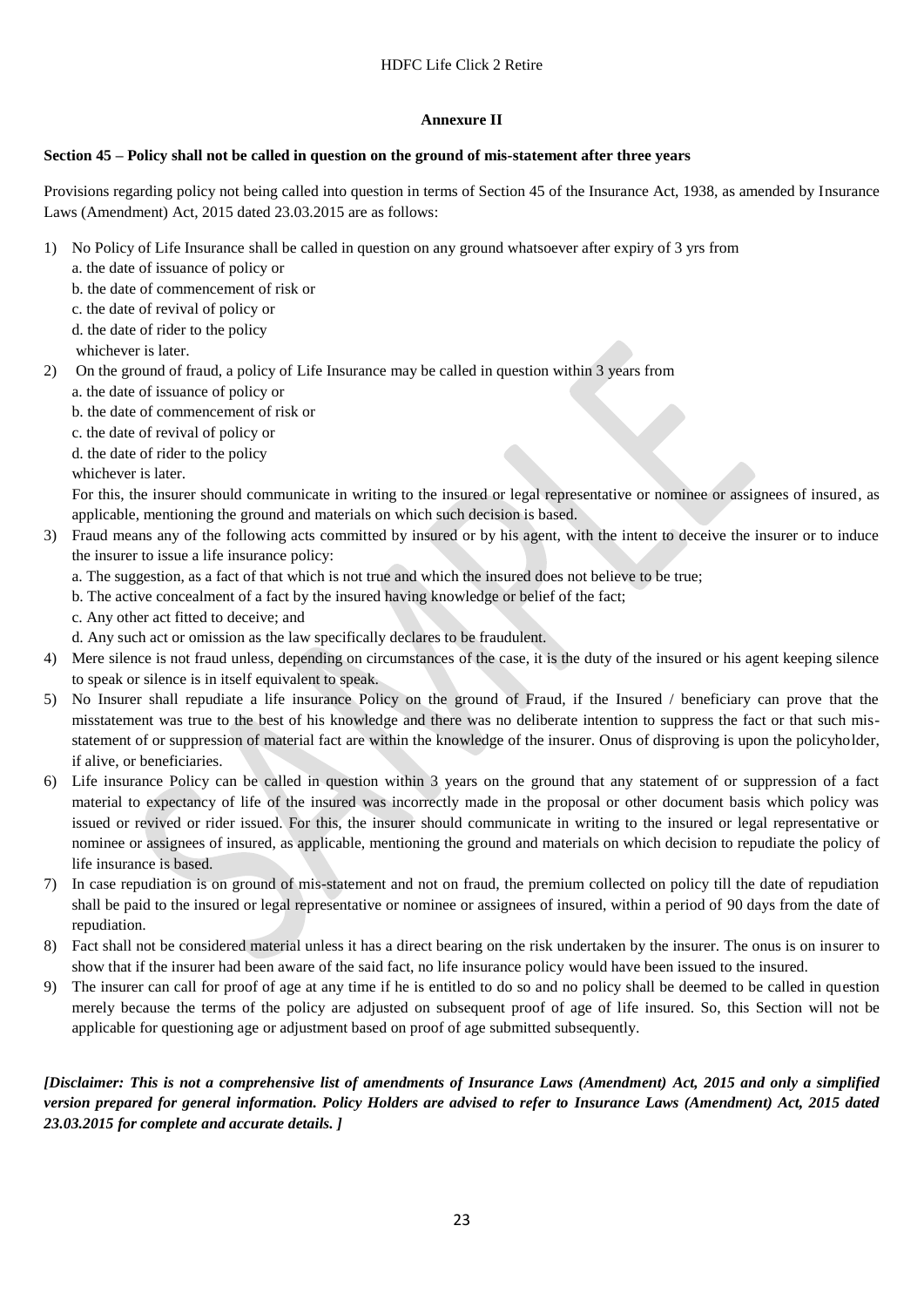## Annexure II

**Section 45 – Policy shall not be called in question on the ground of mis-statement after three years**

Provisions regarding policy not being called into question in terms of Section 45 of the Insurance Act, 1938, as amended by Insurance Laws (Amendment) Act, 2015 dated 23.03.2015 are as follows:

1) No Policy of Life Insurance shall be called in question on any ground whatsoever after expiry of 3 yrs from
   a. the date of issuance of policy or
   b. the date of commencement of risk or
   c. the date of revival of policy or
   d. the date of rider to the policy
   whichever is later.
2) On the ground of fraud, a policy of Life Insurance may be called in question within 3 years from
   a. the date of issuance of policy or
   b. the date of commencement of risk or
   c. the date of revival of policy or
   d. the date of rider to the policy
   whichever is later.
   For this, the insurer should communicate in writing to the insured or legal representative or nominee or assignees of insured, as applicable, mentioning the ground and materials on which such decision is based.
3) Fraud means any of the following acts committed by insured or by his agent, with the intent to deceive the insurer or to induce the insurer to issue a life insurance policy:
   a. The suggestion, as a fact of that which is not true and which the insured does not believe to be true;
   b. The active concealment of a fact by the insured having knowledge or belief of the fact;
   c. Any other act fitted to deceive; and
   d. Any such act or omission as the law specifically declares to be fraudulent.
4) Mere silence is not fraud unless, depending on circumstances of the case, it is the duty of the insured or his agent keeping silence to speak or silence is in itself equivalent to speak.
5) No Insurer shall repudiate a life insurance Policy on the ground of Fraud, if the Insured / beneficiary can prove that the misstatement was true to the best of his knowledge and there was no deliberate intention to suppress the fact or that such mis-statement of or suppression of material fact are within the knowledge of the insurer. Onus of disproving is upon the policyholder, if alive, or beneficiaries.
6) Life insurance Policy can be called in question within 3 years on the ground that any statement of or suppression of a fact material to expectancy of life of the insured was incorrectly made in the proposal or other document basis which policy was issued or revived or rider issued. For this, the insurer should communicate in writing to the insured or legal representative or nominee or assignees of insured, as applicable, mentioning the ground and materials on which decision to repudiate the policy of life insurance is based.
7) In case repudiation is on ground of mis-statement and not on fraud, the premium collected on policy till the date of repudiation shall be paid to the insured or legal representative or nominee or assignees of insured, within a period of 90 days from the date of repudiation.
8) Fact shall not be considered material unless it has a direct bearing on the risk undertaken by the insurer. The onus is on insurer to show that if the insurer had been aware of the said fact, no life insurance policy would have been issued to the insured.
9) The insurer can call for proof of age at any time if he is entitled to do so and no policy shall be deemed to be called in question merely because the terms of the policy are adjusted on subsequent proof of age of life insured. So, this Section will not be applicable for questioning age or adjustment based on proof of age submitted subsequently.

***[Disclaimer: This is not a comprehensive list of amendments of Insurance Laws (Amendment) Act, 2015 and only a simplified version prepared for general information. Policy Holders are advised to refer to Insurance Laws (Amendment) Act, 2015 dated 23.03.2015 for complete and accurate details. ]***